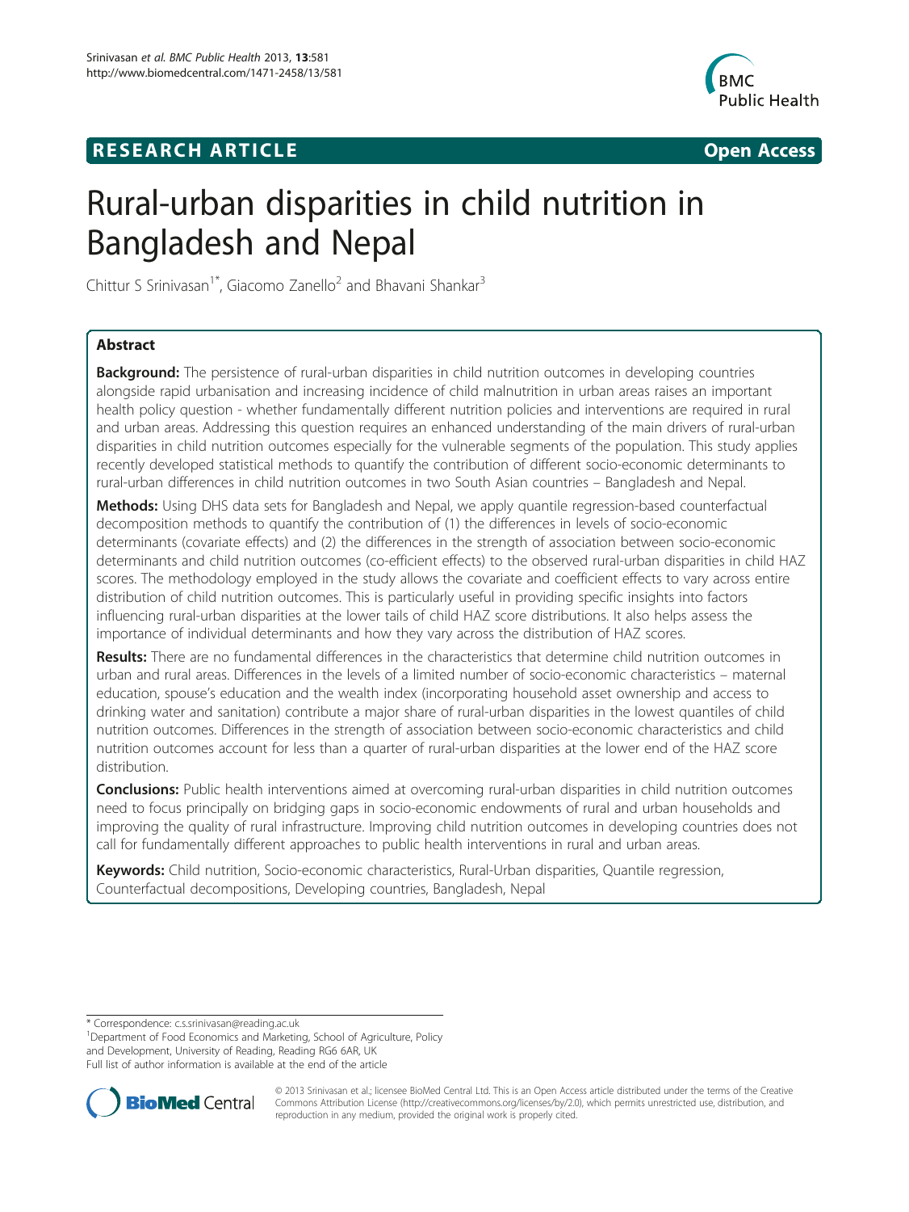RESEARCH ARTICLE Open Access

# Rural-urban disparities in child nutrition in Bangladesh and Nepal

Chittur S Srinivasan[1*], Giacomo Zanello[2] and Bhavani Shankar[3]

## Abstract

**Background:** The persistence of rural-urban disparities in child nutrition outcomes in developing countries alongside rapid urbanisation and increasing incidence of child malnutrition in urban areas raises an important health policy question - whether fundamentally different nutrition policies and interventions are required in rural and urban areas. Addressing this question requires an enhanced understanding of the main drivers of rural-urban disparities in child nutrition outcomes especially for the vulnerable segments of the population. This study applies recently developed statistical methods to quantify the contribution of different socio-economic determinants to rural-urban differences in child nutrition outcomes in two South Asian countries – Bangladesh and Nepal.

**Methods:** Using DHS data sets for Bangladesh and Nepal, we apply quantile regression-based counterfactual decomposition methods to quantify the contribution of (1) the differences in levels of socio-economic determinants (covariate effects) and (2) the differences in the strength of association between socio-economic determinants and child nutrition outcomes (co-efficient effects) to the observed rural-urban disparities in child HAZ scores. The methodology employed in the study allows the covariate and coefficient effects to vary across entire distribution of child nutrition outcomes. This is particularly useful in providing specific insights into factors influencing rural-urban disparities at the lower tails of child HAZ score distributions. It also helps assess the importance of individual determinants and how they vary across the distribution of HAZ scores.

**Results:** There are no fundamental differences in the characteristics that determine child nutrition outcomes in urban and rural areas. Differences in the levels of a limited number of socio-economic characteristics – maternal education, spouse's education and the wealth index (incorporating household asset ownership and access to drinking water and sanitation) contribute a major share of rural-urban disparities in the lowest quantiles of child nutrition outcomes. Differences in the strength of association between socio-economic characteristics and child nutrition outcomes account for less than a quarter of rural-urban disparities at the lower end of the HAZ score distribution.

**Conclusions:** Public health interventions aimed at overcoming rural-urban disparities in child nutrition outcomes need to focus principally on bridging gaps in socio-economic endowments of rural and urban households and improving the quality of rural infrastructure. Improving child nutrition outcomes in developing countries does not call for fundamentally different approaches to public health interventions in rural and urban areas.

**Keywords:** Child nutrition, Socio-economic characteristics, Rural-Urban disparities, Quantile regression, Counterfactual decompositions, Developing countries, Bangladesh, Nepal

---

\* Correspondence: c.s.srinivasan@reading.ac.uk

[1]Department of Food Economics and Marketing, School of Agriculture, Policy and Development, University of Reading, Reading RG6 6AR, UK

Full list of author information is available at the end of the article

© 2013 Srinivasan et al.; licensee BioMed Central Ltd. This is an Open Access article distributed under the terms of the Creative Commons Attribution License (http://creativecommons.org/licenses/by/2.0), which permits unrestricted use, distribution, and reproduction in any medium, provided the original work is properly cited.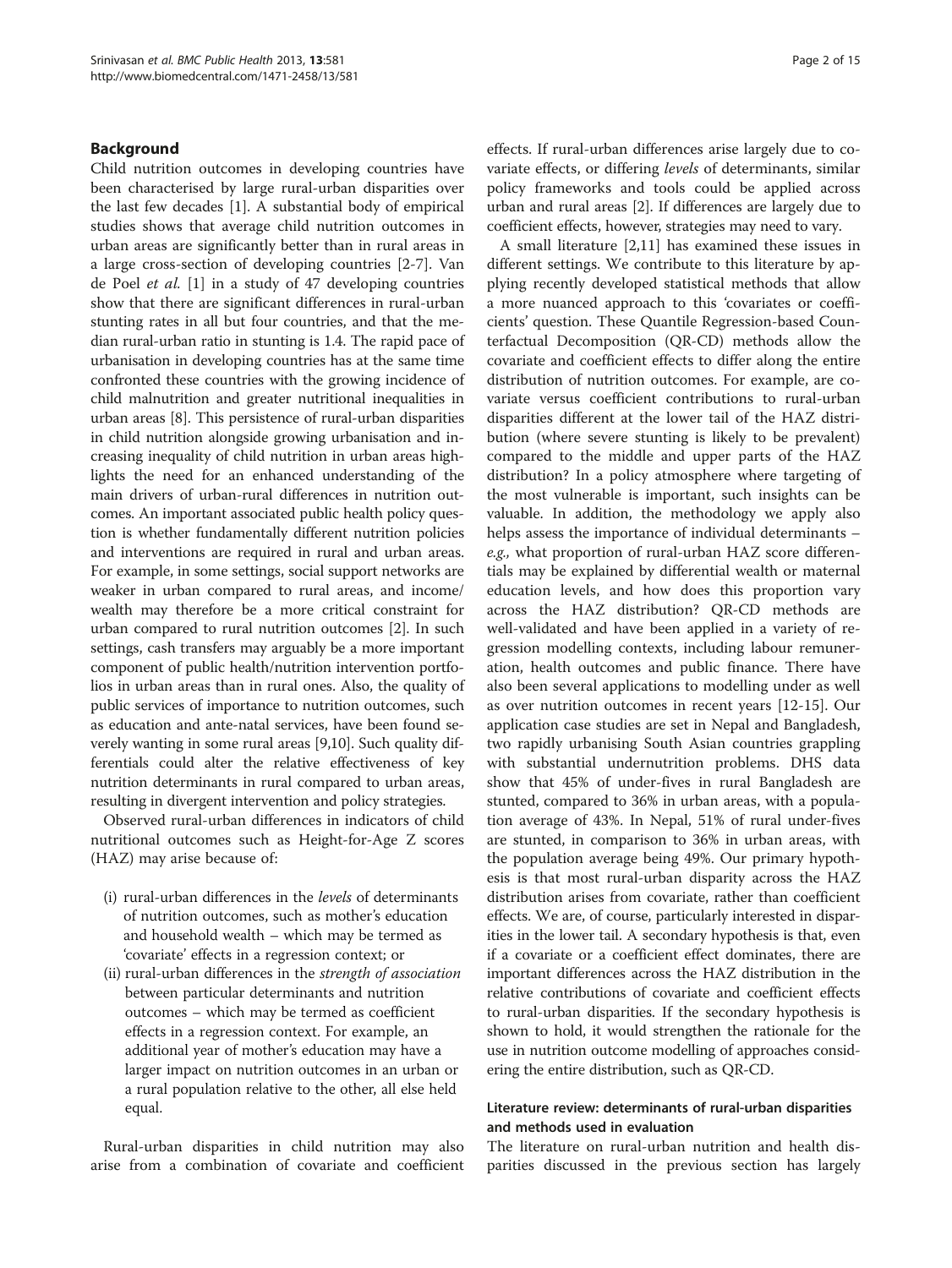## Background

Child nutrition outcomes in developing countries have been characterised by large rural-urban disparities over the last few decades [1]. A substantial body of empirical studies shows that average child nutrition outcomes in urban areas are significantly better than in rural areas in a large cross-section of developing countries [2-7]. Van de Poel *et al.* [1] in a study of 47 developing countries show that there are significant differences in rural-urban stunting rates in all but four countries, and that the median rural-urban ratio in stunting is 1.4. The rapid pace of urbanisation in developing countries has at the same time confronted these countries with the growing incidence of child malnutrition and greater nutritional inequalities in urban areas [8]. This persistence of rural-urban disparities in child nutrition alongside growing urbanisation and increasing inequality of child nutrition in urban areas highlights the need for an enhanced understanding of the main drivers of urban-rural differences in nutrition outcomes. An important associated public health policy question is whether fundamentally different nutrition policies and interventions are required in rural and urban areas. For example, in some settings, social support networks are weaker in urban compared to rural areas, and income/wealth may therefore be a more critical constraint for urban compared to rural nutrition outcomes [2]. In such settings, cash transfers may arguably be a more important component of public health/nutrition intervention portfolios in urban areas than in rural ones. Also, the quality of public services of importance to nutrition outcomes, such as education and ante-natal services, have been found severely wanting in some rural areas [9,10]. Such quality differentials could alter the relative effectiveness of key nutrition determinants in rural compared to urban areas, resulting in divergent intervention and policy strategies.

Observed rural-urban differences in indicators of child nutritional outcomes such as Height-for-Age Z scores (HAZ) may arise because of:

- (i) rural-urban differences in the *levels* of determinants of nutrition outcomes, such as mother's education and household wealth – which may be termed as 'covariate' effects in a regression context; or
- (ii) rural-urban differences in the *strength of association* between particular determinants and nutrition outcomes – which may be termed as coefficient effects in a regression context. For example, an additional year of mother's education may have a larger impact on nutrition outcomes in an urban or a rural population relative to the other, all else held equal.

Rural-urban disparities in child nutrition may also arise from a combination of covariate and coefficient effects. If rural-urban differences arise largely due to covariate effects, or differing *levels* of determinants, similar policy frameworks and tools could be applied across urban and rural areas [2]. If differences are largely due to coefficient effects, however, strategies may need to vary.

A small literature [2,11] has examined these issues in different settings. We contribute to this literature by applying recently developed statistical methods that allow a more nuanced approach to this 'covariates or coefficients' question. These Quantile Regression-based Counterfactual Decomposition (QR-CD) methods allow the covariate and coefficient effects to differ along the entire distribution of nutrition outcomes. For example, are covariate versus coefficient contributions to rural-urban disparities different at the lower tail of the HAZ distribution (where severe stunting is likely to be prevalent) compared to the middle and upper parts of the HAZ distribution? In a policy atmosphere where targeting of the most vulnerable is important, such insights can be valuable. In addition, the methodology we apply also helps assess the importance of individual determinants – *e.g.*, what proportion of rural-urban HAZ score differentials may be explained by differential wealth or maternal education levels, and how does this proportion vary across the HAZ distribution? QR-CD methods are well-validated and have been applied in a variety of regression modelling contexts, including labour remuneration, health outcomes and public finance. There have also been several applications to modelling under as well as over nutrition outcomes in recent years [12-15]. Our application case studies are set in Nepal and Bangladesh, two rapidly urbanising South Asian countries grappling with substantial undernutrition problems. DHS data show that 45% of under-fives in rural Bangladesh are stunted, compared to 36% in urban areas, with a population average of 43%. In Nepal, 51% of rural under-fives are stunted, in comparison to 36% in urban areas, with the population average being 49%. Our primary hypothesis is that most rural-urban disparity across the HAZ distribution arises from covariate, rather than coefficient effects. We are, of course, particularly interested in disparities in the lower tail. A secondary hypothesis is that, even if a covariate or a coefficient effect dominates, there are important differences across the HAZ distribution in the relative contributions of covariate and coefficient effects to rural-urban disparities. If the secondary hypothesis is shown to hold, it would strengthen the rationale for the use in nutrition outcome modelling of approaches considering the entire distribution, such as QR-CD.

### Literature review: determinants of rural-urban disparities and methods used in evaluation

The literature on rural-urban nutrition and health disparities discussed in the previous section has largely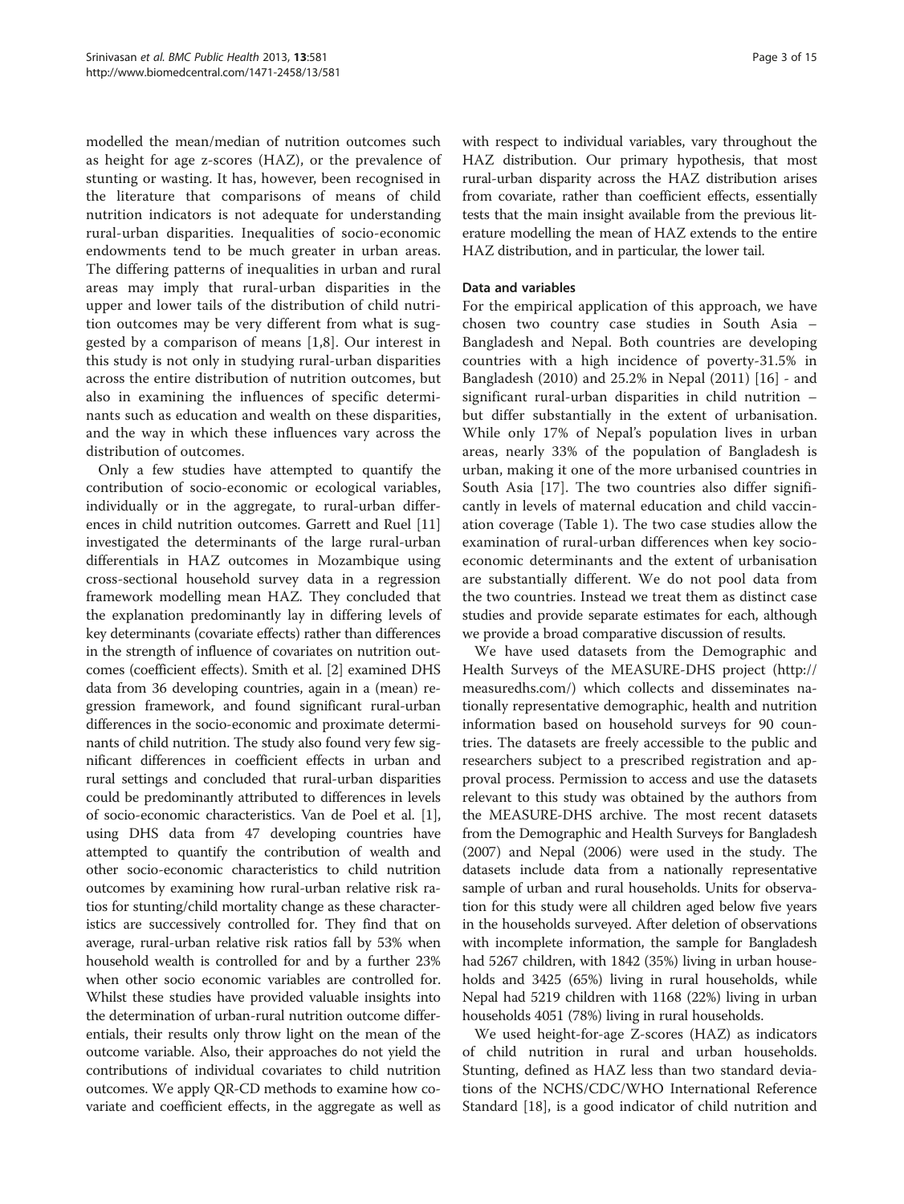modelled the mean/median of nutrition outcomes such as height for age z-scores (HAZ), or the prevalence of stunting or wasting. It has, however, been recognised in the literature that comparisons of means of child nutrition indicators is not adequate for understanding rural-urban disparities. Inequalities of socio-economic endowments tend to be much greater in urban areas. The differing patterns of inequalities in urban and rural areas may imply that rural-urban disparities in the upper and lower tails of the distribution of child nutrition outcomes may be very different from what is suggested by a comparison of means [1,8]. Our interest in this study is not only in studying rural-urban disparities across the entire distribution of nutrition outcomes, but also in examining the influences of specific determinants such as education and wealth on these disparities, and the way in which these influences vary across the distribution of outcomes.

Only a few studies have attempted to quantify the contribution of socio-economic or ecological variables, individually or in the aggregate, to rural-urban differences in child nutrition outcomes. Garrett and Ruel [11] investigated the determinants of the large rural-urban differentials in HAZ outcomes in Mozambique using cross-sectional household survey data in a regression framework modelling mean HAZ. They concluded that the explanation predominantly lay in differing levels of key determinants (covariate effects) rather than differences in the strength of influence of covariates on nutrition outcomes (coefficient effects). Smith et al. [2] examined DHS data from 36 developing countries, again in a (mean) regression framework, and found significant rural-urban differences in the socio-economic and proximate determinants of child nutrition. The study also found very few significant differences in coefficient effects in urban and rural settings and concluded that rural-urban disparities could be predominantly attributed to differences in levels of socio-economic characteristics. Van de Poel et al. [1], using DHS data from 47 developing countries have attempted to quantify the contribution of wealth and other socio-economic characteristics to child nutrition outcomes by examining how rural-urban relative risk ratios for stunting/child mortality change as these characteristics are successively controlled for. They find that on average, rural-urban relative risk ratios fall by 53% when household wealth is controlled for and by a further 23% when other socio economic variables are controlled for. Whilst these studies have provided valuable insights into the determination of urban-rural nutrition outcome differentials, their results only throw light on the mean of the outcome variable. Also, their approaches do not yield the contributions of individual covariates to child nutrition outcomes. We apply QR-CD methods to examine how covariate and coefficient effects, in the aggregate as well as with respect to individual variables, vary throughout the HAZ distribution. Our primary hypothesis, that most rural-urban disparity across the HAZ distribution arises from covariate, rather than coefficient effects, essentially tests that the main insight available from the previous literature modelling the mean of HAZ extends to the entire HAZ distribution, and in particular, the lower tail.

## Data and variables

For the empirical application of this approach, we have chosen two country case studies in South Asia – Bangladesh and Nepal. Both countries are developing countries with a high incidence of poverty-31.5% in Bangladesh (2010) and 25.2% in Nepal (2011) [16] - and significant rural-urban disparities in child nutrition – but differ substantially in the extent of urbanisation. While only 17% of Nepal's population lives in urban areas, nearly 33% of the population of Bangladesh is urban, making it one of the more urbanised countries in South Asia [17]. The two countries also differ significantly in levels of maternal education and child vaccination coverage (Table 1). The two case studies allow the examination of rural-urban differences when key socio-economic determinants and the extent of urbanisation are substantially different. We do not pool data from the two countries. Instead we treat them as distinct case studies and provide separate estimates for each, although we provide a broad comparative discussion of results.

We have used datasets from the Demographic and Health Surveys of the MEASURE-DHS project (http://measuredhs.com/) which collects and disseminates nationally representative demographic, health and nutrition information based on household surveys for 90 countries. The datasets are freely accessible to the public and researchers subject to a prescribed registration and approval process. Permission to access and use the datasets relevant to this study was obtained by the authors from the MEASURE-DHS archive. The most recent datasets from the Demographic and Health Surveys for Bangladesh (2007) and Nepal (2006) were used in the study. The datasets include data from a nationally representative sample of urban and rural households. Units for observation for this study were all children aged below five years in the households surveyed. After deletion of observations with incomplete information, the sample for Bangladesh had 5267 children, with 1842 (35%) living in urban households and 3425 (65%) living in rural households, while Nepal had 5219 children with 1168 (22%) living in urban households 4051 (78%) living in rural households.

We used height-for-age Z-scores (HAZ) as indicators of child nutrition in rural and urban households. Stunting, defined as HAZ less than two standard deviations of the NCHS/CDC/WHO International Reference Standard [18], is a good indicator of child nutrition and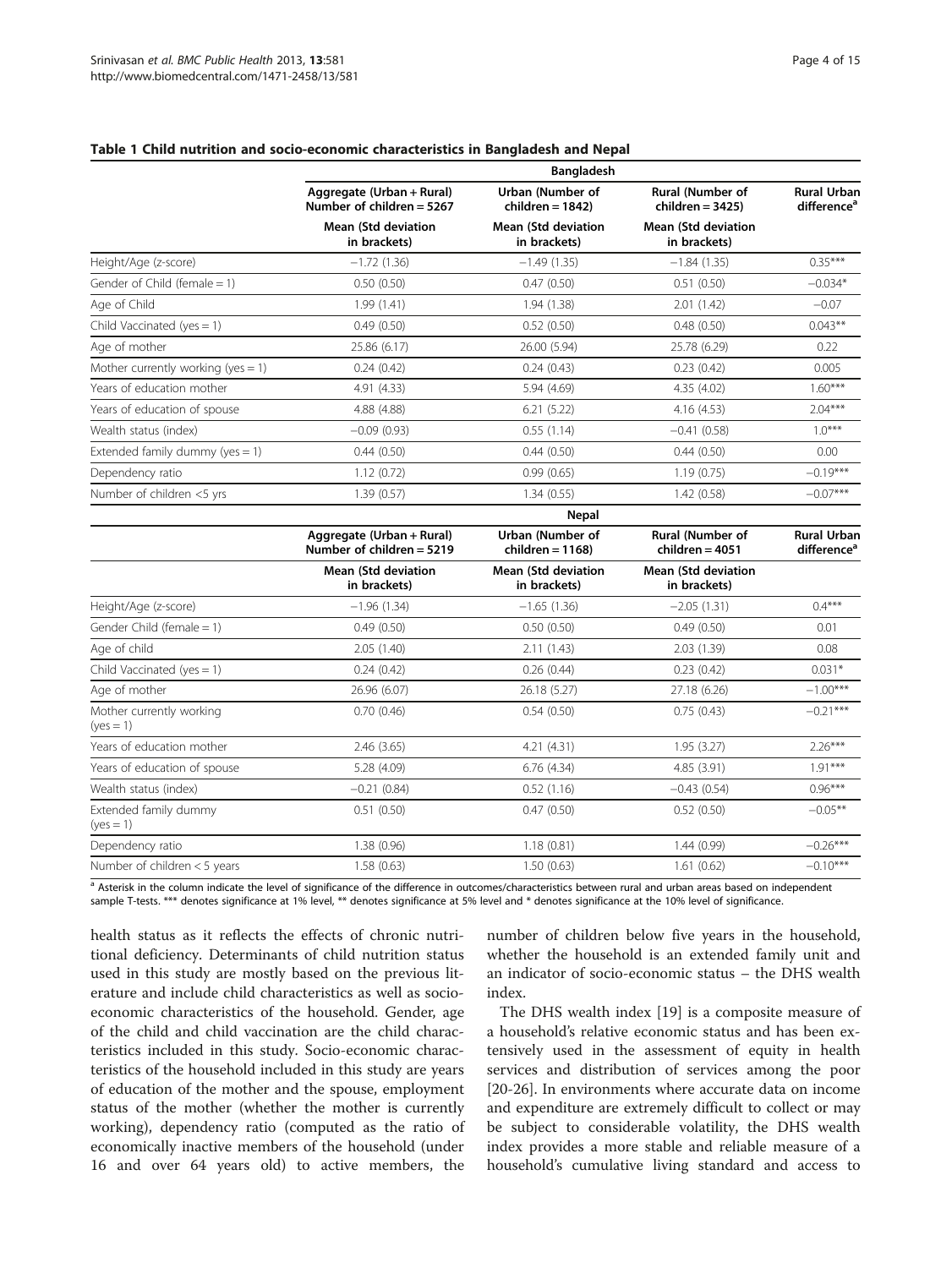**Table 1 Child nutrition and socio-economic characteristics in Bangladesh and Nepal**

| | Bangladesh | | | |
|---|---|---|---|---|
| | Aggregate (Urban + Rural) Number of children = 5267 | Urban (Number of children = 1842) | Rural (Number of children = 3425) | Rural Urban difference[a] |
| | Mean (Std deviation in brackets) | Mean (Std deviation in brackets) | Mean (Std deviation in brackets) | |
| Height/Age (z-score) | −1.72 (1.36) | −1.49 (1.35) | −1.84 (1.35) | 0.35*** |
| Gender of Child (female = 1) | 0.50 (0.50) | 0.47 (0.50) | 0.51 (0.50) | −0.034* |
| Age of Child | 1.99 (1.41) | 1.94 (1.38) | 2.01 (1.42) | −0.07 |
| Child Vaccinated (yes = 1) | 0.49 (0.50) | 0.52 (0.50) | 0.48 (0.50) | 0.043** |
| Age of mother | 25.86 (6.17) | 26.00 (5.94) | 25.78 (6.29) | 0.22 |
| Mother currently working (yes = 1) | 0.24 (0.42) | 0.24 (0.43) | 0.23 (0.42) | 0.005 |
| Years of education mother | 4.91 (4.33) | 5.94 (4.69) | 4.35 (4.02) | 1.60*** |
| Years of education of spouse | 4.88 (4.88) | 6.21 (5.22) | 4.16 (4.53) | 2.04*** |
| Wealth status (index) | −0.09 (0.93) | 0.55 (1.14) | −0.41 (0.58) | 1.0*** |
| Extended family dummy (yes = 1) | 0.44 (0.50) | 0.44 (0.50) | 0.44 (0.50) | 0.00 |
| Dependency ratio | 1.12 (0.72) | 0.99 (0.65) | 1.19 (0.75) | −0.19*** |
| Number of children <5 yrs | 1.39 (0.57) | 1.34 (0.55) | 1.42 (0.58) | −0.07*** |
| | **Nepal** | | | |
| | Aggregate (Urban + Rural) Number of children = 5219 | Urban (Number of children = 1168) | Rural (Number of children = 4051) | Rural Urban difference[a] |
| | Mean (Std deviation in brackets) | Mean (Std deviation in brackets) | Mean (Std deviation in brackets) | |
| Height/Age (z-score) | −1.96 (1.34) | −1.65 (1.36) | −2.05 (1.31) | 0.4*** |
| Gender Child (female = 1) | 0.49 (0.50) | 0.50 (0.50) | 0.49 (0.50) | 0.01 |
| Age of child | 2.05 (1.40) | 2.11 (1.43) | 2.03 (1.39) | 0.08 |
| Child Vaccinated (yes = 1) | 0.24 (0.42) | 0.26 (0.44) | 0.23 (0.42) | 0.031* |
| Age of mother | 26.96 (6.07) | 26.18 (5.27) | 27.18 (6.26) | −1.00*** |
| Mother currently working (yes = 1) | 0.70 (0.46) | 0.54 (0.50) | 0.75 (0.43) | −0.21*** |
| Years of education mother | 2.46 (3.65) | 4.21 (4.31) | 1.95 (3.27) | 2.26*** |
| Years of education of spouse | 5.28 (4.09) | 6.76 (4.34) | 4.85 (3.91) | 1.91*** |
| Wealth status (index) | −0.21 (0.84) | 0.52 (1.16) | −0.43 (0.54) | 0.96*** |
| Extended family dummy (yes = 1) | 0.51 (0.50) | 0.47 (0.50) | 0.52 (0.50) | −0.05** |
| Dependency ratio | 1.38 (0.96) | 1.18 (0.81) | 1.44 (0.99) | −0.26*** |
| Number of children < 5 years | 1.58 (0.63) | 1.50 (0.63) | 1.61 (0.62) | −0.10*** |

[a] Asterisk in the column indicate the level of significance of the difference in outcomes/characteristics between rural and urban areas based on independent sample T-tests. *** denotes significance at 1% level, ** denotes significance at 5% level and * denotes significance at the 10% level of significance.

health status as it reflects the effects of chronic nutritional deficiency. Determinants of child nutrition status used in this study are mostly based on the previous literature and include child characteristics as well as socio-economic characteristics of the household. Gender, age of the child and child vaccination are the child characteristics included in this study. Socio-economic characteristics of the household included in this study are years of education of the mother and the spouse, employment status of the mother (whether the mother is currently working), dependency ratio (computed as the ratio of economically inactive members of the household (under 16 and over 64 years old) to active members, the number of children below five years in the household, whether the household is an extended family unit and an indicator of socio-economic status – the DHS wealth index.

The DHS wealth index [19] is a composite measure of a household's relative economic status and has been extensively used in the assessment of equity in health services and distribution of services among the poor [20-26]. In environments where accurate data on income and expenditure are extremely difficult to collect or may be subject to considerable volatility, the DHS wealth index provides a more stable and reliable measure of a household's cumulative living standard and access to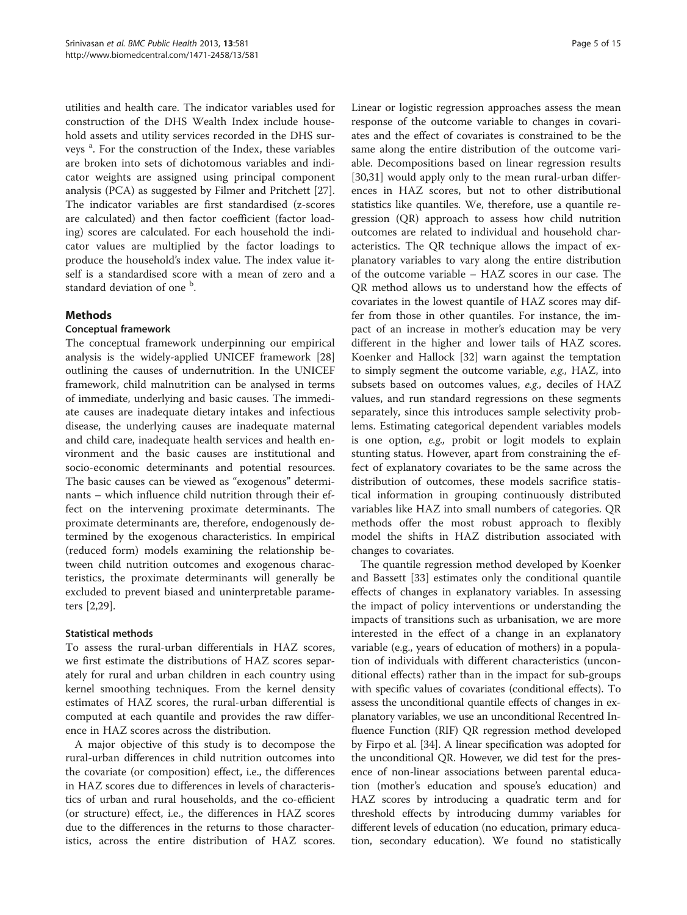utilities and health care. The indicator variables used for construction of the DHS Wealth Index include household assets and utility services recorded in the DHS surveys [a]. For the construction of the Index, these variables are broken into sets of dichotomous variables and indicator weights are assigned using principal component analysis (PCA) as suggested by Filmer and Pritchett [27]. The indicator variables are first standardised (z-scores are calculated) and then factor coefficient (factor loading) scores are calculated. For each household the indicator values are multiplied by the factor loadings to produce the household's index value. The index value itself is a standardised score with a mean of zero and a standard deviation of one [b].

## Methods

### Conceptual framework

The conceptual framework underpinning our empirical analysis is the widely-applied UNICEF framework [28] outlining the causes of undernutrition. In the UNICEF framework, child malnutrition can be analysed in terms of immediate, underlying and basic causes. The immediate causes are inadequate dietary intakes and infectious disease, the underlying causes are inadequate maternal and child care, inadequate health services and health environment and the basic causes are institutional and socio-economic determinants and potential resources. The basic causes can be viewed as "exogenous" determinants – which influence child nutrition through their effect on the intervening proximate determinants. The proximate determinants are, therefore, endogenously determined by the exogenous characteristics. In empirical (reduced form) models examining the relationship between child nutrition outcomes and exogenous characteristics, the proximate determinants will generally be excluded to prevent biased and uninterpretable parameters [2,29].

### Statistical methods

To assess the rural-urban differentials in HAZ scores, we first estimate the distributions of HAZ scores separately for rural and urban children in each country using kernel smoothing techniques. From the kernel density estimates of HAZ scores, the rural-urban differential is computed at each quantile and provides the raw difference in HAZ scores across the distribution.

A major objective of this study is to decompose the rural-urban differences in child nutrition outcomes into the covariate (or composition) effect, i.e., the differences in HAZ scores due to differences in levels of characteristics of urban and rural households, and the co-efficient (or structure) effect, i.e., the differences in HAZ scores due to the differences in the returns to those characteristics, across the entire distribution of HAZ scores. Linear or logistic regression approaches assess the mean response of the outcome variable to changes in covariates and the effect of covariates is constrained to be the same along the entire distribution of the outcome variable. Decompositions based on linear regression results [30,31] would apply only to the mean rural-urban differences in HAZ scores, but not to other distributional statistics like quantiles. We, therefore, use a quantile regression (QR) approach to assess how child nutrition outcomes are related to individual and household characteristics. The QR technique allows the impact of explanatory variables to vary along the entire distribution of the outcome variable – HAZ scores in our case. The QR method allows us to understand how the effects of covariates in the lowest quantile of HAZ scores may differ from those in other quantiles. For instance, the impact of an increase in mother's education may be very different in the higher and lower tails of HAZ scores. Koenker and Hallock [32] warn against the temptation to simply segment the outcome variable, *e.g.,* HAZ, into subsets based on outcomes values, *e.g.,* deciles of HAZ values, and run standard regressions on these segments separately, since this introduces sample selectivity problems. Estimating categorical dependent variables models is one option, *e.g.,* probit or logit models to explain stunting status. However, apart from constraining the effect of explanatory covariates to be the same across the distribution of outcomes, these models sacrifice statistical information in grouping continuously distributed variables like HAZ into small numbers of categories. QR methods offer the most robust approach to flexibly model the shifts in HAZ distribution associated with changes to covariates.

The quantile regression method developed by Koenker and Bassett [33] estimates only the conditional quantile effects of changes in explanatory variables. In assessing the impact of policy interventions or understanding the impacts of transitions such as urbanisation, we are more interested in the effect of a change in an explanatory variable (e.g., years of education of mothers) in a population of individuals with different characteristics (unconditional effects) rather than in the impact for sub-groups with specific values of covariates (conditional effects). To assess the unconditional quantile effects of changes in explanatory variables, we use an unconditional Recentred Influence Function (RIF) QR regression method developed by Firpo et al. [34]. A linear specification was adopted for the unconditional QR. However, we did test for the presence of non-linear associations between parental education (mother's education and spouse's education) and HAZ scores by introducing a quadratic term and for threshold effects by introducing dummy variables for different levels of education (no education, primary education, secondary education). We found no statistically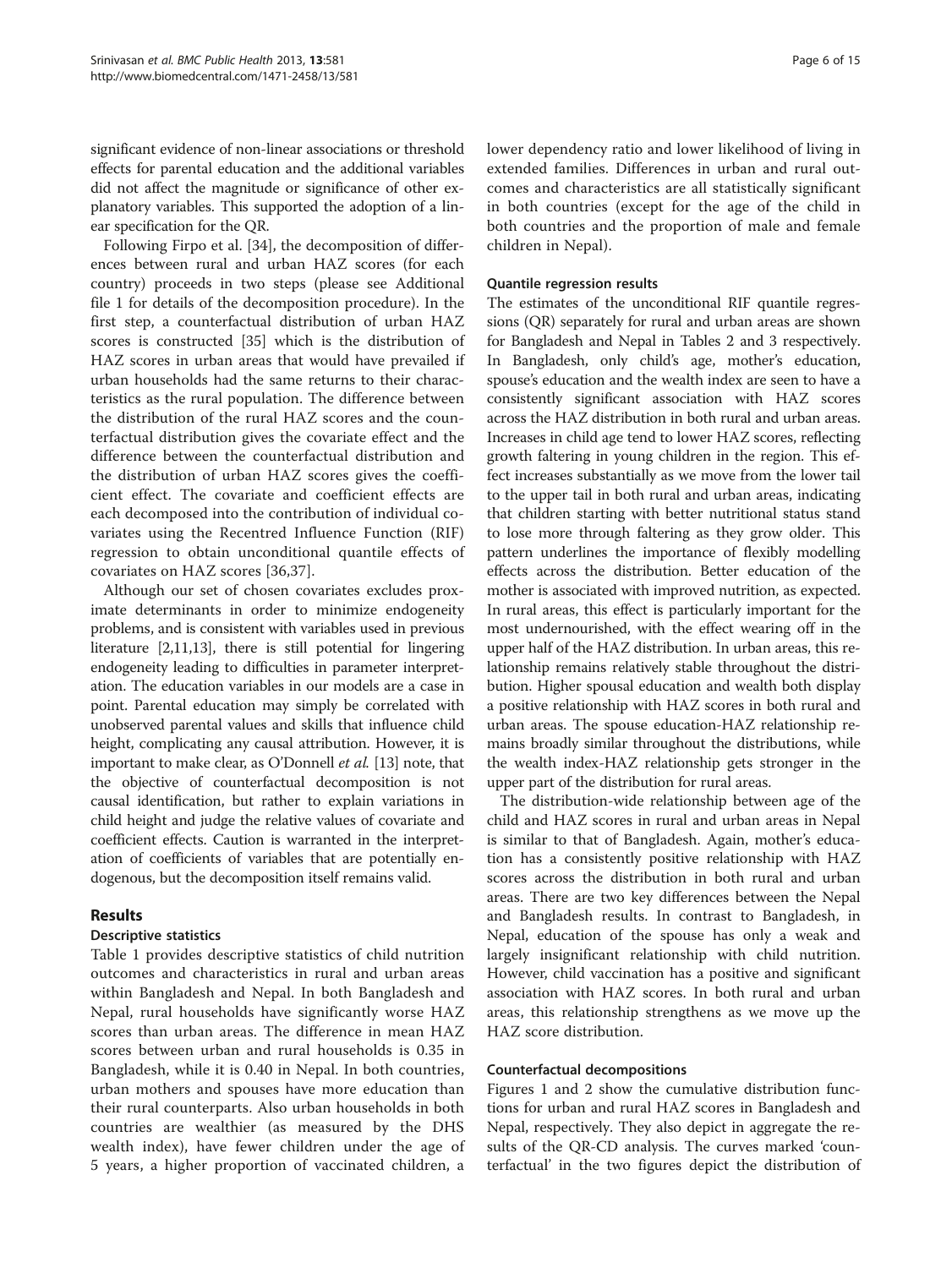significant evidence of non-linear associations or threshold effects for parental education and the additional variables did not affect the magnitude or significance of other explanatory variables. This supported the adoption of a linear specification for the QR.

Following Firpo et al. [34], the decomposition of differences between rural and urban HAZ scores (for each country) proceeds in two steps (please see Additional file 1 for details of the decomposition procedure). In the first step, a counterfactual distribution of urban HAZ scores is constructed [35] which is the distribution of HAZ scores in urban areas that would have prevailed if urban households had the same returns to their characteristics as the rural population. The difference between the distribution of the rural HAZ scores and the counterfactual distribution gives the covariate effect and the difference between the counterfactual distribution and the distribution of urban HAZ scores gives the coefficient effect. The covariate and coefficient effects are each decomposed into the contribution of individual covariates using the Recentred Influence Function (RIF) regression to obtain unconditional quantile effects of covariates on HAZ scores [36,37].

Although our set of chosen covariates excludes proximate determinants in order to minimize endogeneity problems, and is consistent with variables used in previous literature [2,11,13], there is still potential for lingering endogeneity leading to difficulties in parameter interpretation. The education variables in our models are a case in point. Parental education may simply be correlated with unobserved parental values and skills that influence child height, complicating any causal attribution. However, it is important to make clear, as O'Donnell *et al.* [13] note, that the objective of counterfactual decomposition is not causal identification, but rather to explain variations in child height and judge the relative values of covariate and coefficient effects. Caution is warranted in the interpretation of coefficients of variables that are potentially endogenous, but the decomposition itself remains valid.

## Results

### Descriptive statistics

Table 1 provides descriptive statistics of child nutrition outcomes and characteristics in rural and urban areas within Bangladesh and Nepal. In both Bangladesh and Nepal, rural households have significantly worse HAZ scores than urban areas. The difference in mean HAZ scores between urban and rural households is 0.35 in Bangladesh, while it is 0.40 in Nepal. In both countries, urban mothers and spouses have more education than their rural counterparts. Also urban households in both countries are wealthier (as measured by the DHS wealth index), have fewer children under the age of 5 years, a higher proportion of vaccinated children, a lower dependency ratio and lower likelihood of living in extended families. Differences in urban and rural outcomes and characteristics are all statistically significant in both countries (except for the age of the child in both countries and the proportion of male and female children in Nepal).

### Quantile regression results

The estimates of the unconditional RIF quantile regressions (QR) separately for rural and urban areas are shown for Bangladesh and Nepal in Tables 2 and 3 respectively. In Bangladesh, only child's age, mother's education, spouse's education and the wealth index are seen to have a consistently significant association with HAZ scores across the HAZ distribution in both rural and urban areas. Increases in child age tend to lower HAZ scores, reflecting growth faltering in young children in the region. This effect increases substantially as we move from the lower tail to the upper tail in both rural and urban areas, indicating that children starting with better nutritional status stand to lose more through faltering as they grow older. This pattern underlines the importance of flexibly modelling effects across the distribution. Better education of the mother is associated with improved nutrition, as expected. In rural areas, this effect is particularly important for the most undernourished, with the effect wearing off in the upper half of the HAZ distribution. In urban areas, this relationship remains relatively stable throughout the distribution. Higher spousal education and wealth both display a positive relationship with HAZ scores in both rural and urban areas. The spouse education-HAZ relationship remains broadly similar throughout the distributions, while the wealth index-HAZ relationship gets stronger in the upper part of the distribution for rural areas.

The distribution-wide relationship between age of the child and HAZ scores in rural and urban areas in Nepal is similar to that of Bangladesh. Again, mother's education has a consistently positive relationship with HAZ scores across the distribution in both rural and urban areas. There are two key differences between the Nepal and Bangladesh results. In contrast to Bangladesh, in Nepal, education of the spouse has only a weak and largely insignificant relationship with child nutrition. However, child vaccination has a positive and significant association with HAZ scores. In both rural and urban areas, this relationship strengthens as we move up the HAZ score distribution.

### Counterfactual decompositions

Figures 1 and 2 show the cumulative distribution functions for urban and rural HAZ scores in Bangladesh and Nepal, respectively. They also depict in aggregate the results of the QR-CD analysis. The curves marked 'counterfactual' in the two figures depict the distribution of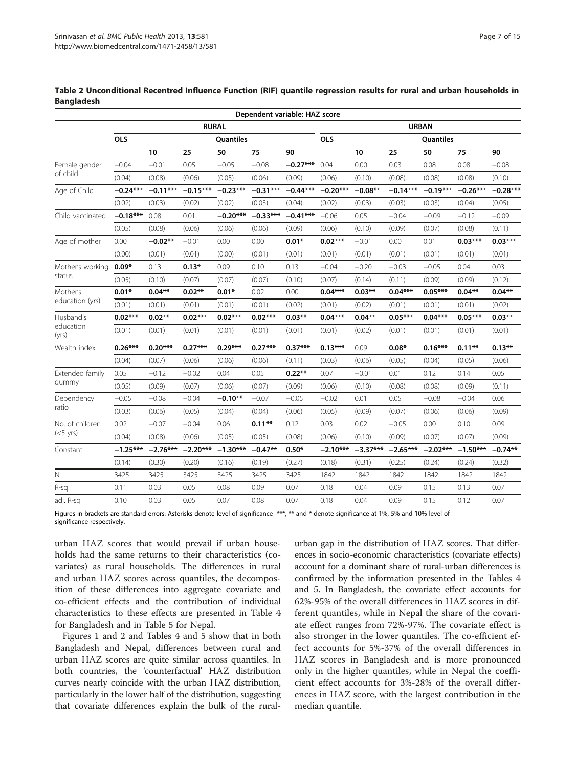**Table 2 Unconditional Recentred Influence Function (RIF) quantile regression results for rural and urban households in Bangladesh**

| | Dependent variable: HAZ score | | | | | | | | | | | |
|---|---|---|---|---|---|---|---|---|---|---|---|---|
| | RURAL | | | | | | URBAN | | | | | |
| | OLS | Quantiles | | | | | OLS | Quantiles | | | | |
| | | 10 | 25 | 50 | 75 | 90 | | 10 | 25 | 50 | 75 | 90 |
| Female gender of child | −0.04 | −0.01 | 0.05 | −0.05 | −0.08 | **−0.27*\*\*** | 0.04 | 0.00 | 0.03 | 0.08 | 0.08 | −0.08 |
| | (0.04) | (0.08) | (0.06) | (0.05) | (0.06) | (0.09) | (0.06) | (0.10) | (0.08) | (0.08) | (0.08) | (0.10) |
| Age of Child | **−0.24*\*\*** | **−0.11*\*\*** | **−0.15*\*\*** | **−0.23*\*\*** | **−0.31*\*\*** | **−0.44*\*\*** | **−0.20*\*\*** | **−0.08*\*** | **−0.14*\*\*** | **−0.19*\*\*** | **−0.26*\*\*** | **−0.28*\*\*** |
| | (0.02) | (0.03) | (0.02) | (0.02) | (0.03) | (0.04) | (0.02) | (0.03) | (0.03) | (0.03) | (0.04) | (0.05) |
| Child vaccinated | **−0.18*\*\*** | 0.08 | 0.01 | **−0.20*\*\*** | **−0.33*\*\*** | **−0.41*\*\*** | −0.06 | 0.05 | −0.04 | −0.09 | −0.12 | −0.09 |
| | (0.05) | (0.08) | (0.06) | (0.06) | (0.06) | (0.09) | (0.06) | (0.10) | (0.09) | (0.07) | (0.08) | (0.11) |
| Age of mother | 0.00 | **−0.02*\*** | −0.01 | 0.00 | 0.00 | **0.01*** | **0.02*\*\*** | −0.01 | 0.00 | 0.01 | **0.03*\*\*** | **0.03*\*\*** |
| | (0.00) | (0.01) | (0.01) | (0.00) | (0.01) | (0.01) | (0.01) | (0.01) | (0.01) | (0.01) | (0.01) | (0.01) |
| Mother's working status | **0.09*** | 0.13 | **0.13*** | 0.09 | 0.10 | 0.13 | −0.04 | −0.20 | −0.03 | −0.05 | 0.04 | 0.03 |
| | (0.05) | (0.10) | (0.07) | (0.07) | (0.07) | (0.10) | (0.07) | (0.14) | (0.11) | (0.09) | (0.09) | (0.12) |
| Mother's education (yrs) | **0.01*** | **0.04*\*** | **0.02*\*** | **0.01*** | 0.02 | 0.00 | **0.04*\*\*** | **0.03*\*** | **0.04*\*\*** | **0.05*\*\*** | **0.04*\*** | **0.04*\*** |
| | (0.01) | (0.01) | (0.01) | (0.01) | (0.01) | (0.02) | (0.01) | (0.02) | (0.01) | (0.01) | (0.01) | (0.02) |
| Husband's education (yrs) | **0.02*\*\*** | **0.02*\*** | **0.02*\*\*** | **0.02*\*\*** | **0.02*\*\*** | **0.03*\*** | **0.04*\*\*** | **0.04*\*** | **0.05*\*\*** | **0.04*\*\*** | **0.05*\*\*** | **0.03*\*** |
| | (0.01) | (0.01) | (0.01) | (0.01) | (0.01) | (0.01) | (0.01) | (0.02) | (0.01) | (0.01) | (0.01) | (0.01) |
| Wealth index | **0.26*\*\*** | **0.20*\*\*** | **0.27*\*\*** | **0.29*\*\*** | **0.27*\*\*** | **0.37*\*\*** | **0.13*\*\*** | 0.09 | **0.08*** | **0.16*\*\*** | **0.11*\*** | **0.13*\*** |
| | (0.04) | (0.07) | (0.06) | (0.06) | (0.06) | (0.11) | (0.03) | (0.06) | (0.05) | (0.04) | (0.05) | (0.06) |
| Extended family dummy | 0.05 | −0.12 | −0.02 | 0.04 | 0.05 | **0.22*\*** | 0.07 | −0.01 | 0.01 | 0.12 | 0.14 | 0.05 |
| | (0.05) | (0.09) | (0.07) | (0.06) | (0.07) | (0.09) | (0.06) | (0.10) | (0.08) | (0.08) | (0.09) | (0.11) |
| Dependency ratio | −0.05 | −0.08 | −0.04 | **−0.10*\*** | −0.07 | −0.05 | −0.02 | 0.01 | 0.05 | −0.08 | −0.04 | 0.06 |
| | (0.03) | (0.06) | (0.05) | (0.04) | (0.04) | (0.06) | (0.05) | (0.09) | (0.07) | (0.06) | (0.06) | (0.09) |
| No. of children (<5 yrs) | 0.02 | −0.07 | −0.04 | 0.06 | **0.11*\*** | 0.12 | 0.03 | 0.02 | −0.05 | 0.00 | 0.10 | 0.09 |
| | (0.04) | (0.08) | (0.06) | (0.05) | (0.05) | (0.08) | (0.06) | (0.10) | (0.09) | (0.07) | (0.07) | (0.09) |
| Constant | **−1.25*\*\*** | **−2.76*\*\*** | **−2.20*\*\*** | **−1.30*\*\*** | **−0.47*\*** | **0.50*** | **−2.10*\*\*** | **−3.37*\*\*** | **−2.65*\*\*** | **−2.02*\*\*** | **−1.50*\*\*** | **−0.74*\*** |
| | (0.14) | (0.30) | (0.20) | (0.16) | (0.19) | (0.27) | (0.18) | (0.31) | (0.25) | (0.24) | (0.24) | (0.32) |
| N | 3425 | 3425 | 3425 | 3425 | 3425 | 3425 | 1842 | 1842 | 1842 | 1842 | 1842 | 1842 |
| R-sq | 0.11 | 0.03 | 0.05 | 0.08 | 0.09 | 0.07 | 0.18 | 0.04 | 0.09 | 0.15 | 0.13 | 0.07 |
| adj. R-sq | 0.10 | 0.03 | 0.05 | 0.07 | 0.08 | 0.07 | 0.18 | 0.04 | 0.09 | 0.15 | 0.12 | 0.07 |

Figures in brackets are standard errors: Asterisks denote level of significance -***, ** and * denote significance at 1%, 5% and 10% level of significance respectively.

urban HAZ scores that would prevail if urban households had the same returns to their characteristics (covariates) as rural households. The differences in rural and urban HAZ scores across quantiles, the decomposition of these differences into aggregate covariate and co-efficient effects and the contribution of individual characteristics to these effects are presented in Table 4 for Bangladesh and in Table 5 for Nepal.

Figures 1 and 2 and Tables 4 and 5 show that in both Bangladesh and Nepal, differences between rural and urban HAZ scores are quite similar across quantiles. In both countries, the 'counterfactual' HAZ distribution curves nearly coincide with the urban HAZ distribution, particularly in the lower half of the distribution, suggesting that covariate differences explain the bulk of the rural-urban gap in the distribution of HAZ scores. That differences in socio-economic characteristics (covariate effects) account for a dominant share of rural-urban differences is confirmed by the information presented in the Tables 4 and 5. In Bangladesh, the covariate effect accounts for 62%-95% of the overall differences in HAZ scores in different quantiles, while in Nepal the share of the covariate effect ranges from 72%-97%. The covariate effect is also stronger in the lower quantiles. The co-efficient effect accounts for 5%-37% of the overall differences in HAZ scores in Bangladesh and is more pronounced only in the higher quantiles, while in Nepal the coefficient effect accounts for 3%-28% of the overall differences in HAZ score, with the largest contribution in the median quantile.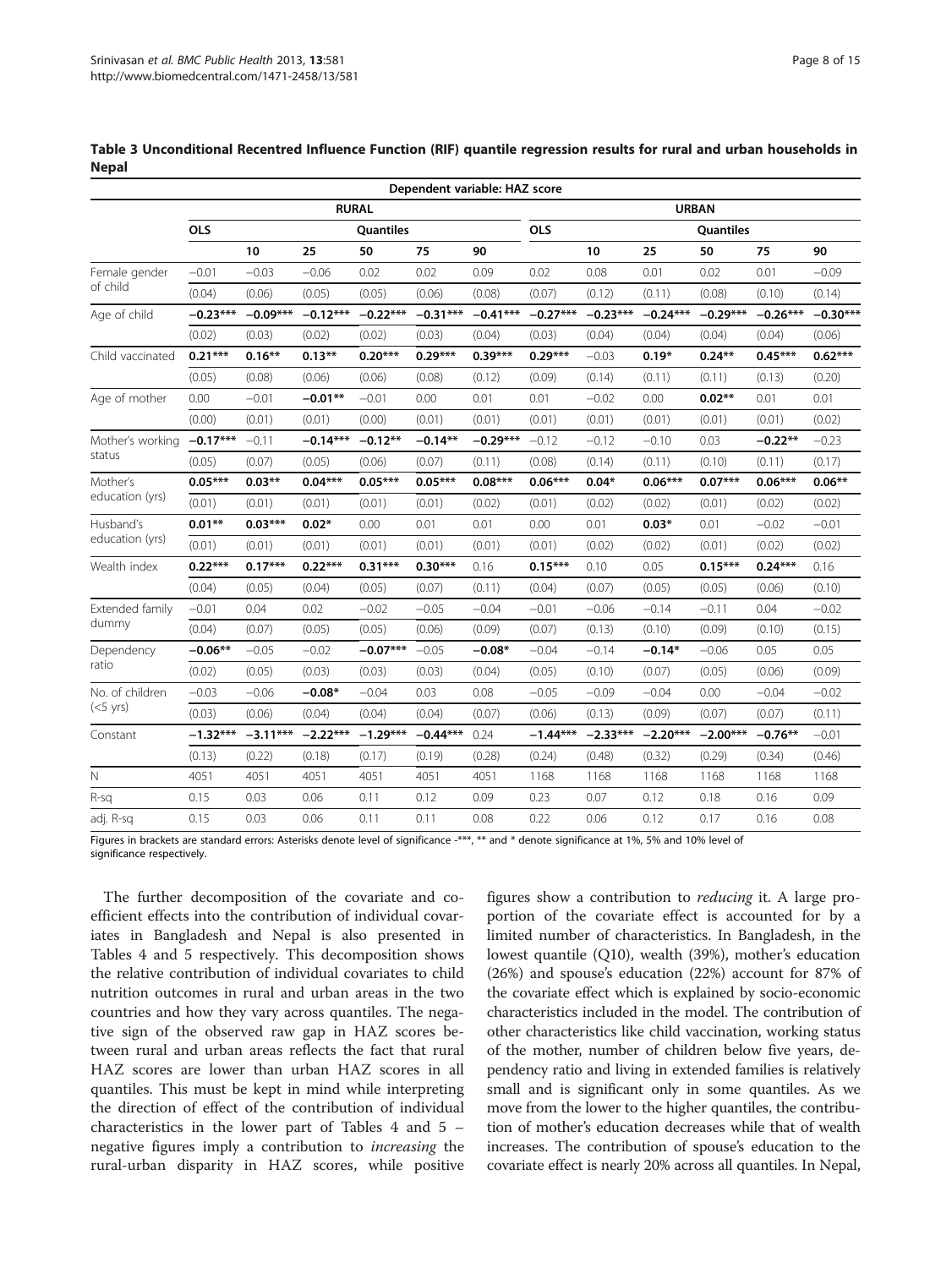**Table 3 Unconditional Recentred Influence Function (RIF) quantile regression results for rural and urban households in Nepal**

| | Dependent variable: HAZ score | | | | | | | | | | | |
|---|---|---|---|---|---|---|---|---|---|---|---|---|
| | RURAL | | | | | | URBAN | | | | | |
| | OLS | Quantiles | | | | | OLS | Quantiles | | | | |
| | | 10 | 25 | 50 | 75 | 90 | | 10 | 25 | 50 | 75 | 90 |
| Female gender of child | −0.01 | −0.03 | −0.06 | 0.02 | 0.02 | 0.09 | 0.02 | 0.08 | 0.01 | 0.02 | 0.01 | −0.09 |
| | (0.04) | (0.06) | (0.05) | (0.05) | (0.06) | (0.08) | (0.07) | (0.12) | (0.11) | (0.08) | (0.10) | (0.14) |
| Age of child | **−0.23*** ** | **−0.09*** ** | **−0.12*** ** | **−0.22*** ** | **−0.31*** ** | **−0.41*** ** | **−0.27*** ** | **−0.23*** ** | **−0.24*** ** | **−0.29*** ** | **−0.26*** ** | **−0.30*** ** |
| | (0.02) | (0.03) | (0.02) | (0.02) | (0.03) | (0.04) | (0.03) | (0.04) | (0.04) | (0.04) | (0.04) | (0.06) |
| Child vaccinated | **0.21*** ** | **0.16** ** | **0.13** ** | **0.20*** ** | **0.29*** ** | **0.39*** ** | **0.29*** ** | −0.03 | **0.19*** | **0.24** ** | **0.45*** ** | **0.62*** ** |
| | (0.05) | (0.08) | (0.06) | (0.06) | (0.08) | (0.12) | (0.09) | (0.14) | (0.11) | (0.11) | (0.13) | (0.20) |
| Age of mother | 0.00 | −0.01 | **−0.01** ** | −0.01 | 0.00 | 0.01 | 0.01 | −0.02 | 0.00 | **0.02** ** | 0.01 | 0.01 |
| | (0.00) | (0.01) | (0.01) | (0.00) | (0.01) | (0.01) | (0.01) | (0.01) | (0.01) | (0.01) | (0.01) | (0.02) |
| Mother's working status | **−0.17*** ** | −0.11 | **−0.14*** ** | **−0.12** ** | **−0.14** ** | **−0.29*** ** | −0.12 | −0.12 | −0.10 | 0.03 | **−0.22** ** | −0.23 |
| | (0.05) | (0.07) | (0.05) | (0.06) | (0.07) | (0.11) | (0.08) | (0.14) | (0.11) | (0.10) | (0.11) | (0.17) |
| Mother's education (yrs) | **0.05*** ** | **0.03** ** | **0.04*** ** | **0.05*** ** | **0.05*** ** | **0.08*** ** | **0.06*** ** | **0.04*** | **0.06*** ** | **0.07*** ** | **0.06*** ** | **0.06** ** |
| | (0.01) | (0.01) | (0.01) | (0.01) | (0.01) | (0.02) | (0.01) | (0.02) | (0.02) | (0.01) | (0.02) | (0.02) |
| Husband's education (yrs) | **0.01** ** | **0.03*** ** | **0.02*** | 0.00 | 0.01 | 0.01 | 0.00 | 0.01 | **0.03*** | 0.01 | −0.02 | −0.01 |
| | (0.01) | (0.01) | (0.01) | (0.01) | (0.01) | (0.01) | (0.01) | (0.02) | (0.02) | (0.01) | (0.02) | (0.02) |
| Wealth index | **0.22*** ** | **0.17*** ** | **0.22*** ** | **0.31*** ** | **0.30*** ** | 0.16 | **0.15*** ** | 0.10 | 0.05 | **0.15*** ** | **0.24*** ** | 0.16 |
| | (0.04) | (0.05) | (0.04) | (0.05) | (0.07) | (0.11) | (0.04) | (0.07) | (0.05) | (0.05) | (0.06) | (0.10) |
| Extended family dummy | −0.01 | 0.04 | 0.02 | −0.02 | −0.05 | −0.04 | −0.01 | −0.06 | −0.14 | −0.11 | 0.04 | −0.02 |
| | (0.04) | (0.07) | (0.05) | (0.05) | (0.06) | (0.09) | (0.07) | (0.13) | (0.10) | (0.09) | (0.10) | (0.15) |
| Dependency ratio | **−0.06** ** | −0.05 | −0.02 | **−0.07*** ** | −0.05 | **−0.08*** | −0.04 | −0.14 | **−0.14*** | −0.06 | 0.05 | 0.05 |
| | (0.02) | (0.05) | (0.03) | (0.03) | (0.03) | (0.04) | (0.05) | (0.10) | (0.07) | (0.05) | (0.06) | (0.09) |
| No. of children (<5 yrs) | −0.03 | −0.06 | **−0.08*** | −0.04 | 0.03 | 0.08 | −0.05 | −0.09 | −0.04 | 0.00 | −0.04 | −0.02 |
| | (0.03) | (0.06) | (0.04) | (0.04) | (0.04) | (0.07) | (0.06) | (0.13) | (0.09) | (0.07) | (0.07) | (0.11) |
| Constant | **−1.32*** ** | **−3.11*** ** | **−2.22*** ** | **−1.29*** ** | **−0.44*** ** | 0.24 | **−1.44*** ** | **−2.33*** ** | **−2.20*** ** | **−2.00*** ** | **−0.76** ** | −0.01 |
| | (0.13) | (0.22) | (0.18) | (0.17) | (0.19) | (0.28) | (0.24) | (0.48) | (0.32) | (0.29) | (0.34) | (0.46) |
| N | 4051 | 4051 | 4051 | 4051 | 4051 | 4051 | 1168 | 1168 | 1168 | 1168 | 1168 | 1168 |
| R-sq | 0.15 | 0.03 | 0.06 | 0.11 | 0.12 | 0.09 | 0.23 | 0.07 | 0.12 | 0.18 | 0.16 | 0.09 |
| adj. R-sq | 0.15 | 0.03 | 0.06 | 0.11 | 0.11 | 0.08 | 0.22 | 0.06 | 0.12 | 0.17 | 0.16 | 0.08 |

Figures in brackets are standard errors: Asterisks denote level of significance -***, ** and * denote significance at 1%, 5% and 10% level of significance respectively.

The further decomposition of the covariate and coefficient effects into the contribution of individual covariates in Bangladesh and Nepal is also presented in Tables 4 and 5 respectively. This decomposition shows the relative contribution of individual covariates to child nutrition outcomes in rural and urban areas in the two countries and how they vary across quantiles. The negative sign of the observed raw gap in HAZ scores between rural and urban areas reflects the fact that rural HAZ scores are lower than urban HAZ scores in all quantiles. This must be kept in mind while interpreting the direction of effect of the contribution of individual characteristics in the lower part of Tables 4 and 5 – negative figures imply a contribution to *increasing* the rural-urban disparity in HAZ scores, while positive figures show a contribution to *reducing* it. A large proportion of the covariate effect is accounted for by a limited number of characteristics. In Bangladesh, in the lowest quantile (Q10), wealth (39%), mother's education (26%) and spouse's education (22%) account for 87% of the covariate effect which is explained by socio-economic characteristics included in the model. The contribution of other characteristics like child vaccination, working status of the mother, number of children below five years, dependency ratio and living in extended families is relatively small and is significant only in some quantiles. As we move from the lower to the higher quantiles, the contribution of mother's education decreases while that of wealth increases. The contribution of spouse's education to the covariate effect is nearly 20% across all quantiles. In Nepal,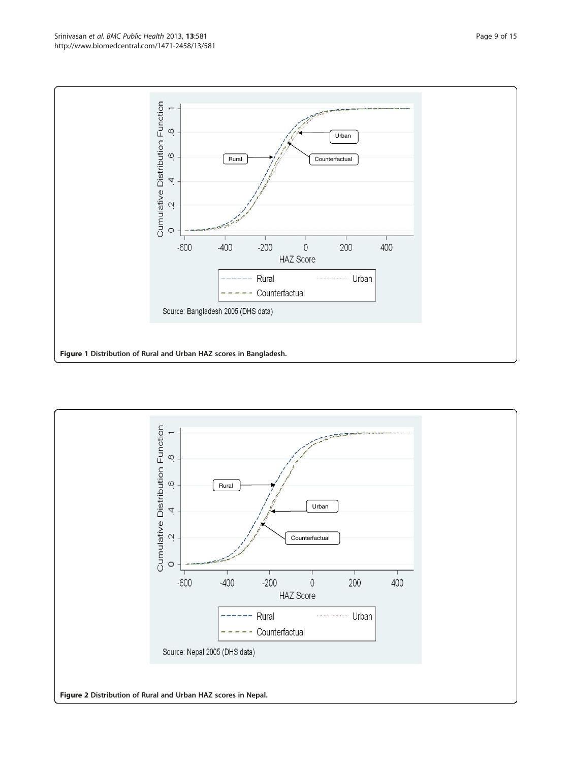**Figure 1** Distribution of Rural and Urban HAZ scores in Bangladesh.

**Figure 2** Distribution of Rural and Urban HAZ scores in Nepal.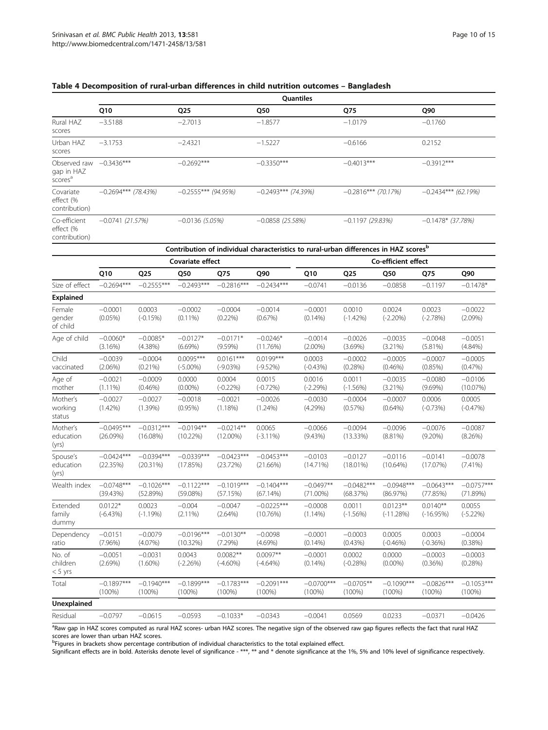**Table 4 Decomposition of rural-urban differences in child nutrition outcomes – Bangladesh**

| | Quantiles | | | | |
|---|---|---|---|---|---|
| | Q10 | Q25 | Q50 | Q75 | Q90 |
| Rural HAZ scores | −3.5188 | −2.7013 | −1.8577 | −1.0179 | −0.1760 |
| Urban HAZ scores | −3.1753 | −2.4321 | −1.5227 | −0.6166 | 0.2152 |
| Observed raw gap in HAZ scores[a] | −0.3436*** | −0.2692*** | −0.3350*** | −0.4013*** | −0.3912*** |
| Covariate effect (% contribution) | −0.2694*** *(78.43%)* | −0.2555*** *(94.95%)* | −0.2493*** *(74.39%)* | −0.2816*** *(70.17%)* | −0.2434*** *(62.19%)* |
| Co-efficient effect (% contribution) | −0.0741 *(21.57%)* | −0.0136 *(5.05%)* | −0.0858 *(25.58%)* | −0.1197 *(29.83%)* | −0.1478* *(37.78%)* |

| | Contribution of individual characteristics to rural-urban differences in HAZ scores[b] | | | | | | | | | |
|---|---|---|---|---|---|---|---|---|---|---|
| | Covariate effect | | | | | Co-efficient effect | | | | |
| | Q10 | Q25 | Q50 | Q75 | Q90 | Q10 | Q25 | Q50 | Q75 | Q90 |
| Size of effect | −0.2694*** | −0.2555*** | −0.2493*** | −0.2816*** | −0.2434*** | −0.0741 | −0.0136 | −0.0858 | −0.1197 | −0.1478* |
| **Explained** | | | | | | | | | | |
| Female gender of child | −0.0001 (0.05%) | 0.0003 (-0.15%) | −0.0002 (0.11%) | −0.0004 (0.22%) | −0.0014 (0.67%) | −0.0001 (0.14%) | 0.0010 (-1.42%) | 0.0024 (-2.20%) | 0.0023 (-2.78%) | −0.0022 (2.09%) |
| Age of child | −0.0060* (3.16%) | −0.0085* (4.38%) | −0.0127* (6.69%) | −0.0171* (9.59%) | −0.0246* (11.76%) | −0.0014 (2.00%) | −0.0026 (3.69%) | −0.0035 (3.21%) | −0.0048 (5.81%) | −0.0051 (4.84%) |
| Child vaccinated | −0.0039 (2.06%) | −0.0004 (0.21%) | 0.0095*** (-5.00%) | 0.0161*** (-9.03%) | 0.0199*** (-9.52%) | 0.0003 (-0.43%) | −0.0002 (0.28%) | −0.0005 (0.46%) | −0.0007 (0.85%) | −0.0005 (0.47%) |
| Age of mother | −0.0021 (1.11%) | −0.0009 (0.46%) | 0.0000 (0.00%) | 0.0004 (-0.22%) | 0.0015 (-0.72%) | 0.0016 (-2.29%) | 0.0011 (-1.56%) | −0.0035 (3.21%) | −0.0080 (9.69%) | −0.0106 (10.07%) |
| Mother's working status | −0.0027 (1.42%) | −0.0027 (1.39%) | −0.0018 (0.95%) | −0.0021 (1.18%) | −0.0026 (1.24%) | −0.0030 (4.29%) | −0.0004 (0.57%) | −0.0007 (0.64%) | 0.0006 (-0.73%) | 0.0005 (-0.47%) |
| Mother's education (yrs) | −0.0495*** (26.09%) | −0.0312*** (16.08%) | −0.0194** (10.22%) | −0.0214** (12.00%) | 0.0065 (-3.11%) | −0.0066 (9.43%) | −0.0094 (13.33%) | −0.0096 (8.81%) | −0.0076 (9.20%) | −0.0087 (8.26%) |
| Spouse's education (yrs) | −0.0424*** (22.35%) | −0.0394*** (20.31%) | −0.0339*** (17.85%) | −0.0423*** (23.72%) | −0.0453*** (21.66%) | −0.0103 (14.71%) | −0.0127 (18.01%) | −0.0116 (10.64%) | −0.0141 (17.07%) | −0.0078 (7.41%) |
| Wealth index | −0.0748*** (39.43%) | −0.1026*** (52.89%) | −0.1122*** (59.08%) | −0.1019*** (57.15%) | −0.1404*** (67.14%) | −0.0497** (71.00%) | −0.0482*** (68.37%) | −0.0948*** (86.97%) | −0.0643*** (77.85%) | −0.0757*** (71.89%) |
| Extended family dummy | 0.0122* (-6.43%) | 0.0023 (-1.19%) | −0.004 (2.11%) | −0.0047 (2.64%) | −0.0225*** (10.76%) | −0.0008 (1.14%) | 0.0011 (-1.56%) | 0.0123** (-11.28%) | 0.0140** (-16.95%) | 0.0055 (-5.22%) |
| Dependency ratio | −0.0151 (7.96%) | −0.0079 (4.07%) | −0.0196*** (10.32%) | −0.0130** (7.29%) | −0.0098 (4.69%) | −0.0001 (0.14%) | −0.0003 (0.43%) | 0.0005 (-0.46%) | 0.0003 (-0.36%) | −0.0004 (0.38%) |
| No. of children < 5 yrs | −0.0051 (2.69%) | −0.0031 (1.60%) | 0.0043 (-2.26%) | 0.0082** (-4.60%) | 0.0097** (-4.64%) | −0.0001 (0.14%) | 0.0002 (-0.28%) | 0.0000 (0.00%) | −0.0003 (0.36%) | −0.0003 (0.28%) |
| Total | −0.1897*** (100%) | −0.1940*** (100%) | −0.1899*** (100%) | −0.1783*** (100%) | −0.2091*** (100%) | −0.0700*** (100%) | −0.0705** (100%) | −0.1090*** (100%) | −0.0826*** (100%) | −0.1053*** (100%) |
| **Unexplained** | | | | | | | | | | |
| Residual | −0.0797 | −0.0615 | −0.0593 | −0.1033* | −0.0343 | −0.0041 | 0.0569 | 0.0233 | −0.0371 | −0.0426 |

[a]Raw gap in HAZ scores computed as rural HAZ scores- urban HAZ scores. The negative sign of the observed raw gap figures reflects the fact that rural HAZ scores are lower than urban HAZ scores.

[b]Figures in brackets show percentage contribution of individual characteristics to the total explained effect.

Significant effects are in bold. Asterisks denote level of significance - ***, ** and * denote significance at the 1%, 5% and 10% level of significance respectively.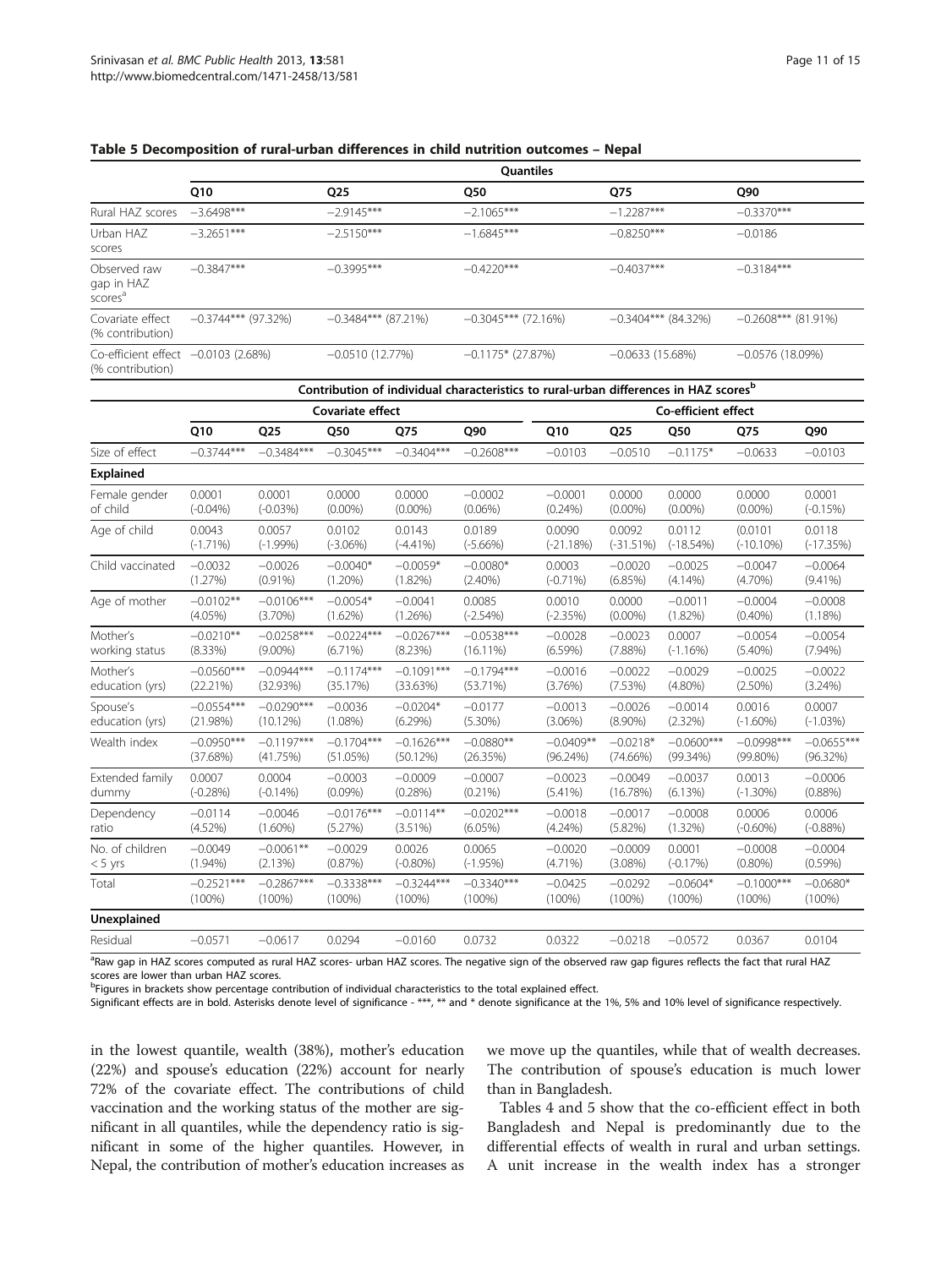**Table 5 Decomposition of rural-urban differences in child nutrition outcomes – Nepal**

| | Quantiles | | | | |
|---|---|---|---|---|---|
| | Q10 | Q25 | Q50 | Q75 | Q90 |
| Rural HAZ scores | −3.6498*** | −2.9145*** | −2.1065*** | −1.2287*** | −0.3370*** |
| Urban HAZ scores | −3.2651*** | −2.5150*** | −1.6845*** | −0.8250*** | −0.0186 |
| Observed raw gap in HAZ scores[a] | −0.3847*** | −0.3995*** | −0.4220*** | −0.4037*** | −0.3184*** |
| Covariate effect (% contribution) | −0.3744*** (97.32%) | −0.3484*** (87.21%) | −0.3045*** (72.16%) | −0.3404*** (84.32%) | −0.2608*** (81.91%) |
| Co-efficient effect (% contribution) | −0.0103 (2.68%) | −0.0510 (12.77%) | −0.1175* (27.87%) | −0.0633 (15.68%) | −0.0576 (18.09%) |

| | Contribution of individual characteristics to rural-urban differences in HAZ scores[b] | | | | | | | | | |
|---|---|---|---|---|---|---|---|---|---|---|
| | Covariate effect | | | | | Co-efficient effect | | | | |
| | Q10 | Q25 | Q50 | Q75 | Q90 | Q10 | Q25 | Q50 | Q75 | Q90 |
| Size of effect | −0.3744*** | −0.3484*** | −0.3045*** | −0.3404*** | −0.2608*** | −0.0103 | −0.0510 | −0.1175* | −0.0633 | −0.0103 |
| **Explained** | | | | | | | | | | |
| Female gender of child | 0.0001 (−0.04%) | 0.0001 (−0.03%) | 0.0000 (0.00%) | 0.0000 (0.00%) | −0.0002 (0.06%) | −0.0001 (0.24%) | 0.0000 (0.00%) | 0.0000 (0.00%) | 0.0000 (0.00%) | 0.0001 (−0.15%) |
| Age of child | 0.0043 (−1.71%) | 0.0057 (−1.99%) | 0.0102 (−3.06%) | 0.0143 (−4.41%) | 0.0189 (−5.66%) | 0.0090 (−21.18%) | 0.0092 (−31.51%) | 0.0112 (−18.54%) | (0.0101 (−10.10%) | 0.0118 (−17.35%) |
| Child vaccinated | −0.0032 (1.27%) | −0.0026 (0.91%) | −0.0040* (1.20%) | −0.0059* (1.82%) | −0.0080* (2.40%) | 0.0003 (−0.71%) | −0.0020 (6.85%) | −0.0025 (4.14%) | −0.0047 (4.70%) | −0.0064 (9.41%) |
| Age of mother | −0.0102** (4.05%) | −0.0106*** (3.70%) | −0.0054* (1.62%) | −0.0041 (1.26%) | 0.0085 (−2.54%) | 0.0010 (−2.35%) | 0.0000 (0.00%) | −0.0011 (1.82%) | −0.0004 (0.40%) | −0.0008 (1.18%) |
| Mother's working status | −0.0210** (8.33%) | −0.0258*** (9.00%) | −0.0224*** (6.71%) | −0.0267*** (8.23%) | −0.0538*** (16.11%) | −0.0028 (6.59%) | −0.0023 (7.88%) | 0.0007 (−1.16%) | −0.0054 (5.40%) | −0.0054 (7.94%) |
| Mother's education (yrs) | −0.0560*** (22.21%) | −0.0944*** (32.93%) | −0.1174*** (35.17%) | −0.1091*** (33.63%) | −0.1794*** (53.71%) | −0.0016 (3.76%) | −0.0022 (7.53%) | −0.0029 (4.80%) | −0.0025 (2.50%) | −0.0022 (3.24%) |
| Spouse's education (yrs) | −0.0554*** (21.98%) | −0.0290*** (10.12%) | −0.0036 (1.08%) | −0.0204* (6.29%) | −0.0177 (5.30%) | −0.0013 (3.06%) | −0.0026 (8.90%) | −0.0014 (2.32%) | 0.0016 (−1.60%) | 0.0007 (−1.03%) |
| Wealth index | −0.0950*** (37.68%) | −0.1197*** (41.75%) | −0.1704*** (51.05%) | −0.1626*** (50.12%) | −0.0880** (26.35%) | −0.0409** (96.24%) | −0.0218* (74.66%) | −0.0600*** (99.34%) | −0.0998*** (99.80%) | −0.0655*** (96.32%) |
| Extended family dummy | 0.0007 (−0.28%) | 0.0004 (−0.14%) | −0.0003 (0.09%) | −0.0009 (0.28%) | −0.0007 (0.21%) | −0.0023 (5.41%) | −0.0049 (16.78%) | −0.0037 (6.13%) | 0.0013 (−1.30%) | −0.0006 (0.88%) |
| Dependency ratio | −0.0114 (4.52%) | −0.0046 (1.60%) | −0.0176*** (5.27%) | −0.0114** (3.51%) | −0.0202*** (6.05%) | −0.0018 (4.24%) | −0.0017 (5.82%) | −0.0008 (1.32%) | 0.0006 (−0.60%) | 0.0006 (−0.88%) |
| No. of children < 5 yrs | −0.0049 (1.94%) | −0.0061** (2.13%) | −0.0029 (0.87%) | 0.0026 (−0.80%) | 0.0065 (−1.95%) | −0.0020 (4.71%) | −0.0009 (3.08%) | 0.0001 (−0.17%) | −0.0008 (0.80%) | −0.0004 (0.59%) |
| Total | −0.2521*** (100%) | −0.2867*** (100%) | −0.3338*** (100%) | −0.3244*** (100%) | −0.3340*** (100%) | −0.0425 (100%) | −0.0292 (100%) | −0.0604* (100%) | −0.1000*** (100%) | −0.0680* (100%) |
| **Unexplained** | | | | | | | | | | |
| Residual | −0.0571 | −0.0617 | 0.0294 | −0.0160 | 0.0732 | 0.0322 | −0.0218 | −0.0572 | 0.0367 | 0.0104 |

[a]Raw gap in HAZ scores computed as rural HAZ scores- urban HAZ scores. The negative sign of the observed raw gap figures reflects the fact that rural HAZ scores are lower than urban HAZ scores.
[b]Figures in brackets show percentage contribution of individual characteristics to the total explained effect.
Significant effects are in bold. Asterisks denote level of significance - ***, ** and * denote significance at the 1%, 5% and 10% level of significance respectively.

in the lowest quantile, wealth (38%), mother's education (22%) and spouse's education (22%) account for nearly 72% of the covariate effect. The contributions of child vaccination and the working status of the mother are significant in all quantiles, while the dependency ratio is significant in some of the higher quantiles. However, in Nepal, the contribution of mother's education increases as we move up the quantiles, while that of wealth decreases. The contribution of spouse's education is much lower than in Bangladesh.

Tables 4 and 5 show that the co-efficient effect in both Bangladesh and Nepal is predominantly due to the differential effects of wealth in rural and urban settings. A unit increase in the wealth index has a stronger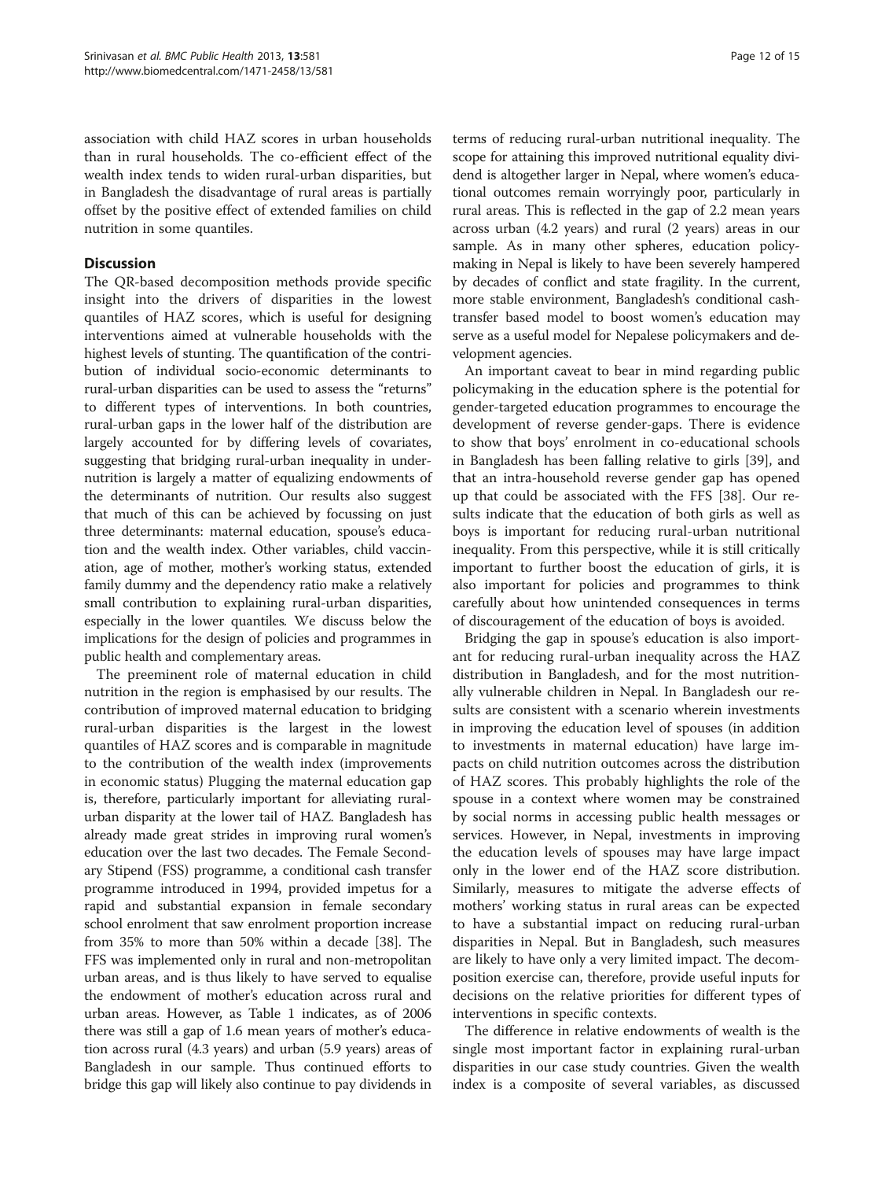association with child HAZ scores in urban households than in rural households. The co-efficient effect of the wealth index tends to widen rural-urban disparities, but in Bangladesh the disadvantage of rural areas is partially offset by the positive effect of extended families on child nutrition in some quantiles.

## Discussion

The QR-based decomposition methods provide specific insight into the drivers of disparities in the lowest quantiles of HAZ scores, which is useful for designing interventions aimed at vulnerable households with the highest levels of stunting. The quantification of the contribution of individual socio-economic determinants to rural-urban disparities can be used to assess the "returns" to different types of interventions. In both countries, rural-urban gaps in the lower half of the distribution are largely accounted for by differing levels of covariates, suggesting that bridging rural-urban inequality in undernutrition is largely a matter of equalizing endowments of the determinants of nutrition. Our results also suggest that much of this can be achieved by focussing on just three determinants: maternal education, spouse's education and the wealth index. Other variables, child vaccination, age of mother, mother's working status, extended family dummy and the dependency ratio make a relatively small contribution to explaining rural-urban disparities, especially in the lower quantiles. We discuss below the implications for the design of policies and programmes in public health and complementary areas.

The preeminent role of maternal education in child nutrition in the region is emphasised by our results. The contribution of improved maternal education to bridging rural-urban disparities is the largest in the lowest quantiles of HAZ scores and is comparable in magnitude to the contribution of the wealth index (improvements in economic status) Plugging the maternal education gap is, therefore, particularly important for alleviating rural-urban disparity at the lower tail of HAZ. Bangladesh has already made great strides in improving rural women's education over the last two decades. The Female Secondary Stipend (FSS) programme, a conditional cash transfer programme introduced in 1994, provided impetus for a rapid and substantial expansion in female secondary school enrolment that saw enrolment proportion increase from 35% to more than 50% within a decade [38]. The FFS was implemented only in rural and non-metropolitan urban areas, and is thus likely to have served to equalise the endowment of mother's education across rural and urban areas. However, as Table 1 indicates, as of 2006 there was still a gap of 1.6 mean years of mother's education across rural (4.3 years) and urban (5.9 years) areas of Bangladesh in our sample. Thus continued efforts to bridge this gap will likely also continue to pay dividends in terms of reducing rural-urban nutritional inequality. The scope for attaining this improved nutritional equality dividend is altogether larger in Nepal, where women's educational outcomes remain worryingly poor, particularly in rural areas. This is reflected in the gap of 2.2 mean years across urban (4.2 years) and rural (2 years) areas in our sample. As in many other spheres, education policymaking in Nepal is likely to have been severely hampered by decades of conflict and state fragility. In the current, more stable environment, Bangladesh's conditional cash-transfer based model to boost women's education may serve as a useful model for Nepalese policymakers and development agencies.

An important caveat to bear in mind regarding public policymaking in the education sphere is the potential for gender-targeted education programmes to encourage the development of reverse gender-gaps. There is evidence to show that boys' enrolment in co-educational schools in Bangladesh has been falling relative to girls [39], and that an intra-household reverse gender gap has opened up that could be associated with the FFS [38]. Our results indicate that the education of both girls as well as boys is important for reducing rural-urban nutritional inequality. From this perspective, while it is still critically important to further boost the education of girls, it is also important for policies and programmes to think carefully about how unintended consequences in terms of discouragement of the education of boys is avoided.

Bridging the gap in spouse's education is also important for reducing rural-urban inequality across the HAZ distribution in Bangladesh, and for the most nutritionally vulnerable children in Nepal. In Bangladesh our results are consistent with a scenario wherein investments in improving the education level of spouses (in addition to investments in maternal education) have large impacts on child nutrition outcomes across the distribution of HAZ scores. This probably highlights the role of the spouse in a context where women may be constrained by social norms in accessing public health messages or services. However, in Nepal, investments in improving the education levels of spouses may have large impact only in the lower end of the HAZ score distribution. Similarly, measures to mitigate the adverse effects of mothers' working status in rural areas can be expected to have a substantial impact on reducing rural-urban disparities in Nepal. But in Bangladesh, such measures are likely to have only a very limited impact. The decomposition exercise can, therefore, provide useful inputs for decisions on the relative priorities for different types of interventions in specific contexts.

The difference in relative endowments of wealth is the single most important factor in explaining rural-urban disparities in our case study countries. Given the wealth index is a composite of several variables, as discussed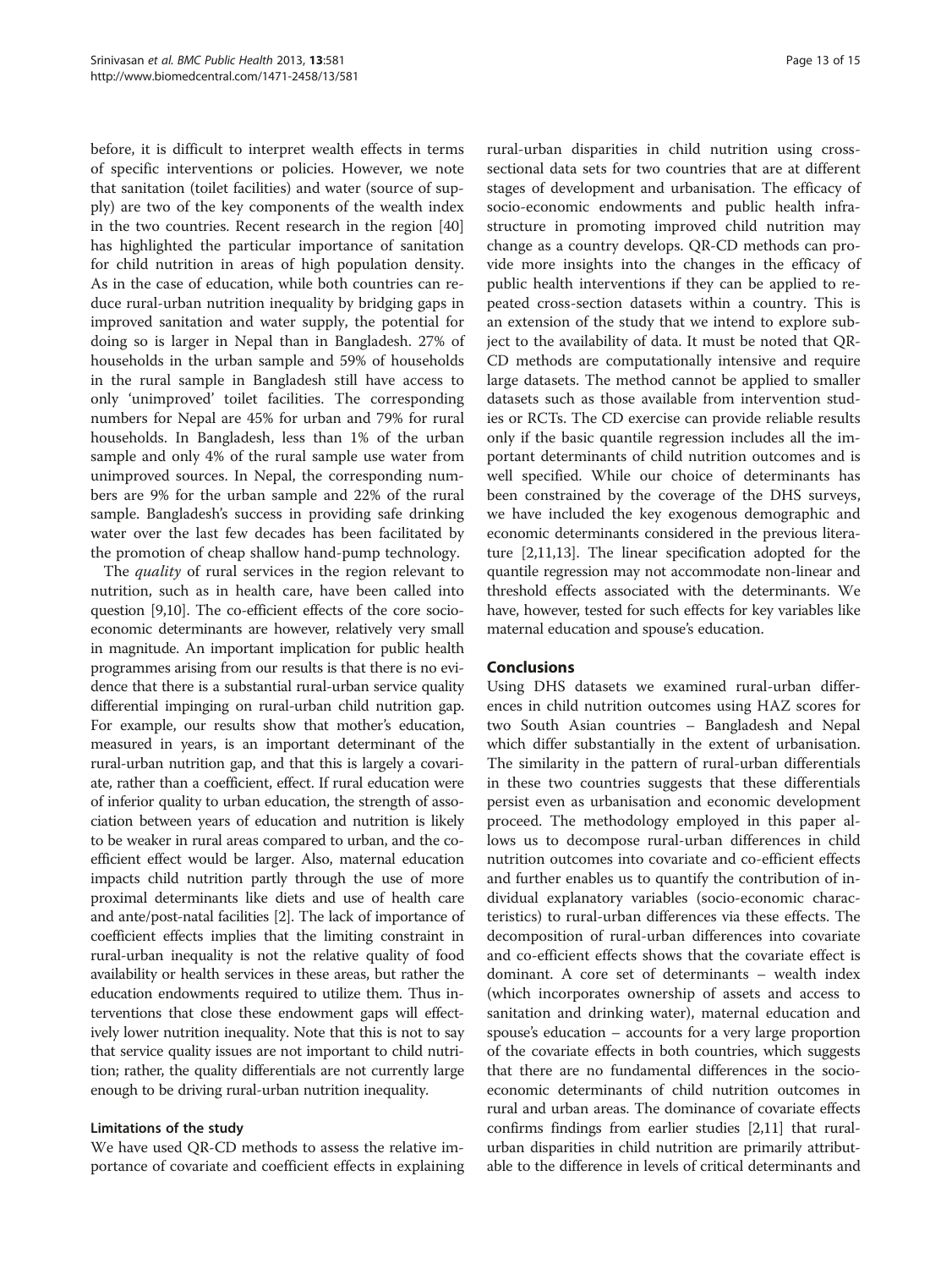before, it is difficult to interpret wealth effects in terms of specific interventions or policies. However, we note that sanitation (toilet facilities) and water (source of supply) are two of the key components of the wealth index in the two countries. Recent research in the region [40] has highlighted the particular importance of sanitation for child nutrition in areas of high population density. As in the case of education, while both countries can reduce rural-urban nutrition inequality by bridging gaps in improved sanitation and water supply, the potential for doing so is larger in Nepal than in Bangladesh. 27% of households in the urban sample and 59% of households in the rural sample in Bangladesh still have access to only 'unimproved' toilet facilities. The corresponding numbers for Nepal are 45% for urban and 79% for rural households. In Bangladesh, less than 1% of the urban sample and only 4% of the rural sample use water from unimproved sources. In Nepal, the corresponding numbers are 9% for the urban sample and 22% of the rural sample. Bangladesh's success in providing safe drinking water over the last few decades has been facilitated by the promotion of cheap shallow hand-pump technology.

The *quality* of rural services in the region relevant to nutrition, such as in health care, have been called into question [9,10]. The co-efficient effects of the core socio-economic determinants are however, relatively very small in magnitude. An important implication for public health programmes arising from our results is that there is no evidence that there is a substantial rural-urban service quality differential impinging on rural-urban child nutrition gap. For example, our results show that mother's education, measured in years, is an important determinant of the rural-urban nutrition gap, and that this is largely a covariate, rather than a coefficient, effect. If rural education were of inferior quality to urban education, the strength of association between years of education and nutrition is likely to be weaker in rural areas compared to urban, and the co-efficient effect would be larger. Also, maternal education impacts child nutrition partly through the use of more proximal determinants like diets and use of health care and ante/post-natal facilities [2]. The lack of importance of coefficient effects implies that the limiting constraint in rural-urban inequality is not the relative quality of food availability or health services in these areas, but rather the education endowments required to utilize them. Thus interventions that close these endowment gaps will effectively lower nutrition inequality. Note that this is not to say that service quality issues are not important to child nutrition; rather, the quality differentials are not currently large enough to be driving rural-urban nutrition inequality.

### Limitations of the study

We have used QR-CD methods to assess the relative importance of covariate and coefficient effects in explaining rural-urban disparities in child nutrition using cross-sectional data sets for two countries that are at different stages of development and urbanisation. The efficacy of socio-economic endowments and public health infrastructure in promoting improved child nutrition may change as a country develops. QR-CD methods can provide more insights into the changes in the efficacy of public health interventions if they can be applied to repeated cross-section datasets within a country. This is an extension of the study that we intend to explore subject to the availability of data. It must be noted that QR-CD methods are computationally intensive and require large datasets. The method cannot be applied to smaller datasets such as those available from intervention studies or RCTs. The CD exercise can provide reliable results only if the basic quantile regression includes all the important determinants of child nutrition outcomes and is well specified. While our choice of determinants has been constrained by the coverage of the DHS surveys, we have included the key exogenous demographic and economic determinants considered in the previous literature [2,11,13]. The linear specification adopted for the quantile regression may not accommodate non-linear and threshold effects associated with the determinants. We have, however, tested for such effects for key variables like maternal education and spouse's education.

## Conclusions

Using DHS datasets we examined rural-urban differences in child nutrition outcomes using HAZ scores for two South Asian countries – Bangladesh and Nepal which differ substantially in the extent of urbanisation. The similarity in the pattern of rural-urban differentials in these two countries suggests that these differentials persist even as urbanisation and economic development proceed. The methodology employed in this paper allows us to decompose rural-urban differences in child nutrition outcomes into covariate and co-efficient effects and further enables us to quantify the contribution of individual explanatory variables (socio-economic characteristics) to rural-urban differences via these effects. The decomposition of rural-urban differences into covariate and co-efficient effects shows that the covariate effect is dominant. A core set of determinants – wealth index (which incorporates ownership of assets and access to sanitation and drinking water), maternal education and spouse's education – accounts for a very large proportion of the covariate effects in both countries, which suggests that there are no fundamental differences in the socio-economic determinants of child nutrition outcomes in rural and urban areas. The dominance of covariate effects confirms findings from earlier studies [2,11] that rural-urban disparities in child nutrition are primarily attributable to the difference in levels of critical determinants and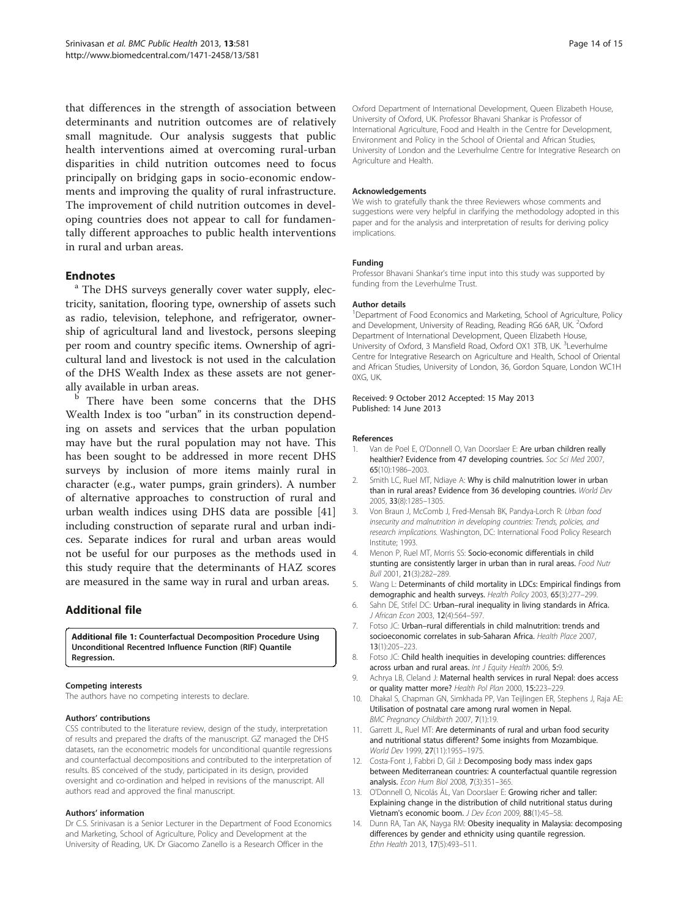that differences in the strength of association between determinants and nutrition outcomes are of relatively small magnitude. Our analysis suggests that public health interventions aimed at overcoming rural-urban disparities in child nutrition outcomes need to focus principally on bridging gaps in socio-economic endowments and improving the quality of rural infrastructure. The improvement of child nutrition outcomes in developing countries does not appear to call for fundamentally different approaches to public health interventions in rural and urban areas.

## Endnotes

[a] The DHS surveys generally cover water supply, electricity, sanitation, flooring type, ownership of assets such as radio, television, telephone, and refrigerator, ownership of agricultural land and livestock, persons sleeping per room and country specific items. Ownership of agricultural land and livestock is not used in the calculation of the DHS Wealth Index as these assets are not generally available in urban areas.

[b] There have been some concerns that the DHS Wealth Index is too "urban" in its construction depending on assets and services that the urban population may have but the rural population may not have. This has been sought to be addressed in more recent DHS surveys by inclusion of more items mainly rural in character (e.g., water pumps, grain grinders). A number of alternative approaches to construction of rural and urban wealth indices using DHS data are possible [41] including construction of separate rural and urban indices. Separate indices for rural and urban areas would not be useful for our purposes as the methods used in this study require that the determinants of HAZ scores are measured in the same way in rural and urban areas.

## Additional file

**Additional file 1: Counterfactual Decomposition Procedure Using Unconditional Recentred Influence Function (RIF) Quantile Regression.**

#### Competing interests
The authors have no competing interests to declare.

#### Authors' contributions
CSS contributed to the literature review, design of the study, interpretation of results and prepared the drafts of the manuscript. GZ managed the DHS datasets, ran the econometric models for unconditional quantile regressions and counterfactual decompositions and contributed to the interpretation of results. BS conceived of the study, participated in its design, provided oversight and co-ordination and helped in revisions of the manuscript. All authors read and approved the final manuscript.

#### Authors' information
Dr C.S. Srinivasan is a Senior Lecturer in the Department of Food Economics and Marketing, School of Agriculture, Policy and Development at the University of Reading, UK. Dr Giacomo Zanello is a Research Officer in the Oxford Department of International Development, Queen Elizabeth House, University of Oxford, UK. Professor Bhavani Shankar is Professor of International Agriculture, Food and Health in the Centre for Development, Environment and Policy in the School of Oriental and African Studies, University of London and the Leverhulme Centre for Integrative Research on Agriculture and Health.

#### Acknowledgements
We wish to gratefully thank the three Reviewers whose comments and suggestions were very helpful in clarifying the methodology adopted in this paper and for the analysis and interpretation of results for deriving policy implications.

#### Funding
Professor Bhavani Shankar's time input into this study was supported by funding from the Leverhulme Trust.

#### Author details
[1]Department of Food Economics and Marketing, School of Agriculture, Policy and Development, University of Reading, Reading RG6 6AR, UK. [2]Oxford Department of International Development, Queen Elizabeth House, University of Oxford, 3 Mansfield Road, Oxford OX1 3TB, UK. [3]Leverhulme Centre for Integrative Research on Agriculture and Health, School of Oriental and African Studies, University of London, 36, Gordon Square, London WC1H 0XG, UK.

Received: 9 October 2012 Accepted: 15 May 2013
Published: 14 June 2013

#### References

1. Van de Poel E, O'Donnell O, Van Doorslaer E: **Are urban children really healthier? Evidence from 47 developing countries.** *Soc Sci Med* 2007, **65**(10):1986–2003.
2. Smith LC, Ruel MT, Ndiaye A: **Why is child malnutrition lower in urban than in rural areas? Evidence from 36 developing countries.** *World Dev* 2005, **33**(8):1285–1305.
3. Von Braun J, McComb J, Fred-Mensah BK, Pandya-Lorch R: *Urban food insecurity and malnutrition in developing countries: Trends, policies, and research implications.* Washington, DC: International Food Policy Research Institute; 1993.
4. Menon P, Ruel MT, Morris SS: **Socio-economic differentials in child stunting are consistently larger in urban than in rural areas.** *Food Nutr Bull* 2001, **21**(3):282–289.
5. Wang L: **Determinants of child mortality in LDCs: Empirical findings from demographic and health surveys.** *Health Policy* 2003, **65**(3):277–299.
6. Sahn DE, Stifel DC: **Urban–rural inequality in living standards in Africa.** *J African Econ* 2003, **12**(4):564–597.
7. Fotso JC: **Urban–rural differentials in child malnutrition: trends and socioeconomic correlates in sub-Saharan Africa.** *Health Place* 2007, **13**(1):205–223.
8. Fotso JC: **Child health inequities in developing countries: differences across urban and rural areas.** *Int J Equity Health* 2006, **5**:9.
9. Achrya LB, Cleland J: **Maternal health services in rural Nepal: does access or quality matter more?** *Health Pol Plan* 2000, **15**:223–229.
10. Dhakal S, Chapman GN, Simkhada PP, Van Teijlingen ER, Stephens J, Raja AE: **Utilisation of postnatal care among rural women in Nepal.** *BMC Pregnancy Childbirth* 2007, **7**(1):19.
11. Garrett JL, Ruel MT: **Are determinants of rural and urban food security and nutritional status different? Some insights from Mozambique.** *World Dev* 1999, **27**(11):1955–1975.
12. Costa-Font J, Fabbri D, Gil J: **Decomposing body mass index gaps between Mediterranean countries: A counterfactual quantile regression analysis.** *Econ Hum Biol* 2008, **7**(3):351–365.
13. O'Donnell O, Nicolás ÁL, Van Doorslaer E: **Growing richer and taller: Explaining change in the distribution of child nutritional status during Vietnam's economic boom.** *J Dev Econ* 2009, **88**(1):45–58.
14. Dunn RA, Tan AK, Nayga RM: **Obesity inequality in Malaysia: decomposing differences by gender and ethnicity using quantile regression.** *Ethn Health* 2013, **17**(5):493–511.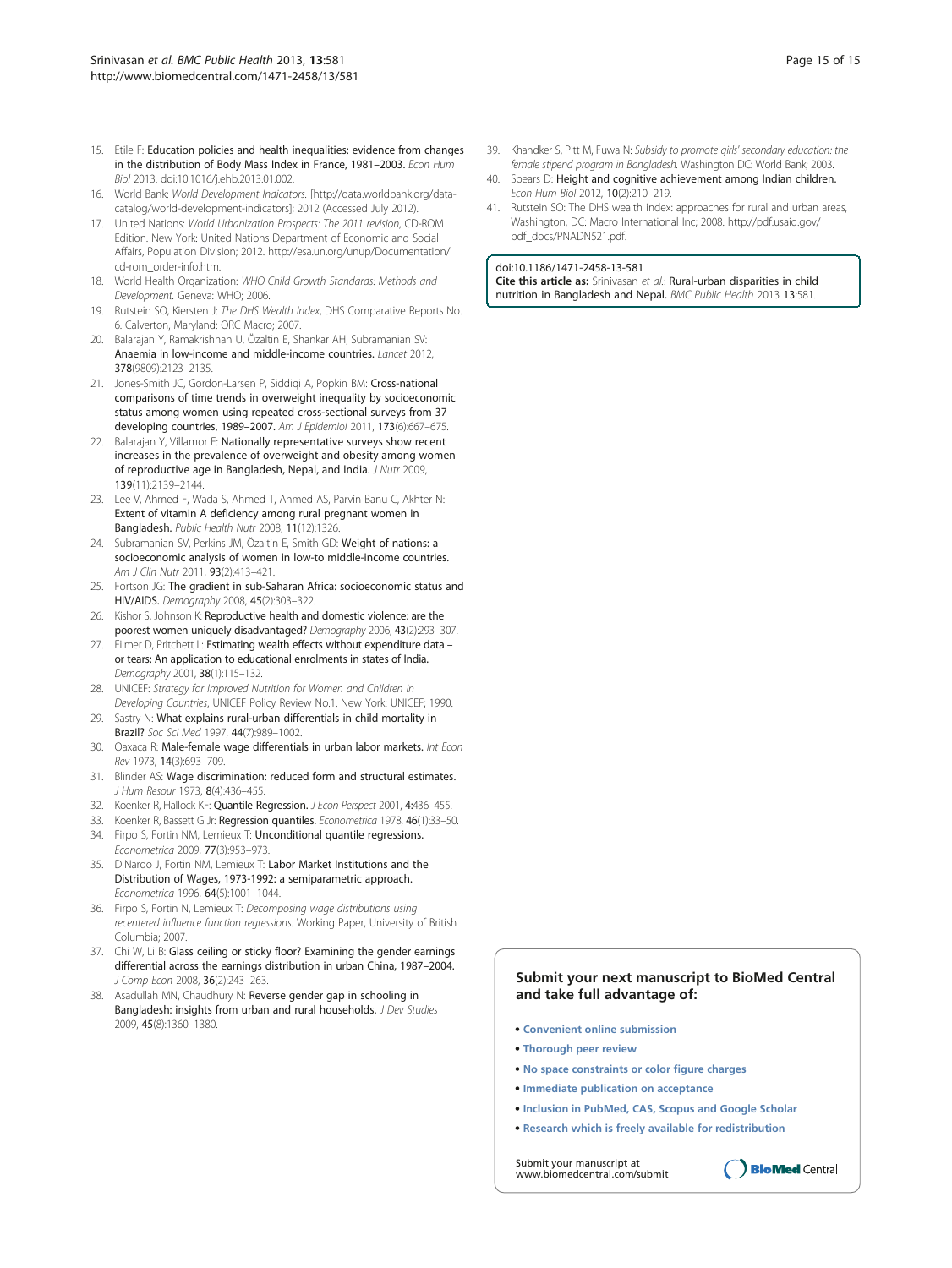15. Etile F: **Education policies and health inequalities: evidence from changes in the distribution of Body Mass Index in France, 1981–2003.** *Econ Hum Biol* 2013. doi:10.1016/j.ehb.2013.01.002.
16. World Bank: *World Development Indicators.* [http://data.worldbank.org/data-catalog/world-development-indicators]; 2012 (Accessed July 2012).
17. United Nations: *World Urbanization Prospects: The 2011 revision*, CD-ROM Edition. New York: United Nations Department of Economic and Social Affairs, Population Division; 2012. http://esa.un.org/unup/Documentation/cd-rom_order-info.htm.
18. World Health Organization: *WHO Child Growth Standards: Methods and Development.* Geneva: WHO; 2006.
19. Rutstein SO, Kiersten J: *The DHS Wealth Index*, DHS Comparative Reports No. 6. Calverton, Maryland: ORC Macro; 2007.
20. Balarajan Y, Ramakrishnan U, Özaltin E, Shankar AH, Subramanian SV: **Anaemia in low-income and middle-income countries.** *Lancet* 2012, **378**(9809):2123–2135.
21. Jones-Smith JC, Gordon-Larsen P, Siddiqi A, Popkin BM: **Cross-national comparisons of time trends in overweight inequality by socioeconomic status among women using repeated cross-sectional surveys from 37 developing countries, 1989–2007.** *Am J Epidemiol* 2011, **173**(6):667–675.
22. Balarajan Y, Villamor E: **Nationally representative surveys show recent increases in the prevalence of overweight and obesity among women of reproductive age in Bangladesh, Nepal, and India.** *J Nutr* 2009, **139**(11):2139–2144.
23. Lee V, Ahmed F, Wada S, Ahmed T, Ahmed AS, Parvin Banu C, Akhter N: **Extent of vitamin A deficiency among rural pregnant women in Bangladesh.** *Public Health Nutr* 2008, **11**(12):1326.
24. Subramanian SV, Perkins JM, Özaltin E, Smith GD: **Weight of nations: a socioeconomic analysis of women in low-to middle-income countries.** *Am J Clin Nutr* 2011, **93**(2):413–421.
25. Fortson JG: **The gradient in sub-Saharan Africa: socioeconomic status and HIV/AIDS.** *Demography* 2008, **45**(2):303–322.
26. Kishor S, Johnson K: **Reproductive health and domestic violence: are the poorest women uniquely disadvantaged?** *Demography* 2006, **43**(2):293–307.
27. Filmer D, Pritchett L: **Estimating wealth effects without expenditure data – or tears: An application to educational enrolments in states of India.** *Demography* 2001, **38**(1):115–132.
28. UNICEF: *Strategy for Improved Nutrition for Women and Children in Developing Countries*, UNICEF Policy Review No.1. New York: UNICEF; 1990.
29. Sastry N: **What explains rural-urban differentials in child mortality in Brazil?** *Soc Sci Med* 1997, **44**(7):989–1002.
30. Oaxaca R: **Male-female wage differentials in urban labor markets.** *Int Econ Rev* 1973, **14**(3):693–709.
31. Blinder AS: **Wage discrimination: reduced form and structural estimates.** *J Hum Resour* 1973, **8**(4):436–455.
32. Koenker R, Hallock KF: **Quantile Regression.** *J Econ Perspect* 2001, **4**:436–455.
33. Koenker R, Bassett G Jr: **Regression quantiles.** *Econometrica* 1978, **46**(1):33–50.
34. Firpo S, Fortin NM, Lemieux T: **Unconditional quantile regressions.** *Econometrica* 2009, **77**(3):953–973.
35. DiNardo J, Fortin NM, Lemieux T: **Labor Market Institutions and the Distribution of Wages, 1973-1992: a semiparametric approach.** *Econometrica* 1996, **64**(5):1001–1044.
36. Firpo S, Fortin N, Lemieux T: *Decomposing wage distributions using recentered influence function regressions.* Working Paper, University of British Columbia; 2007.
37. Chi W, Li B: **Glass ceiling or sticky floor? Examining the gender earnings differential across the earnings distribution in urban China, 1987–2004.** *J Comp Econ* 2008, **36**(2):243–263.
38. Asadullah MN, Chaudhury N: **Reverse gender gap in schooling in Bangladesh: insights from urban and rural households.** *J Dev Studies* 2009, **45**(8):1360–1380.
39. Khandker S, Pitt M, Fuwa N: *Subsidy to promote girls' secondary education: the female stipend program in Bangladesh.* Washington DC: World Bank; 2003.
40. Spears D: **Height and cognitive achievement among Indian children.** *Econ Hum Biol* 2012, **10**(2):210–219.
41. Rutstein SO: The DHS wealth index: approaches for rural and urban areas, Washington, DC: Macro International Inc; 2008. http://pdf.usaid.gov/pdf_docs/PNADN521.pdf.

doi:10.1186/1471-2458-13-581
**Cite this article as:** Srinivasan *et al.*: Rural-urban disparities in child nutrition in Bangladesh and Nepal. *BMC Public Health* 2013 **13**:581.

**Submit your next manuscript to BioMed Central and take full advantage of:**

- **Convenient online submission**
- **Thorough peer review**
- **No space constraints or color figure charges**
- **Immediate publication on acceptance**
- **Inclusion in PubMed, CAS, Scopus and Google Scholar**
- **Research which is freely available for redistribution**

Submit your manuscript at
www.biomedcentral.com/submit

BioMed Central